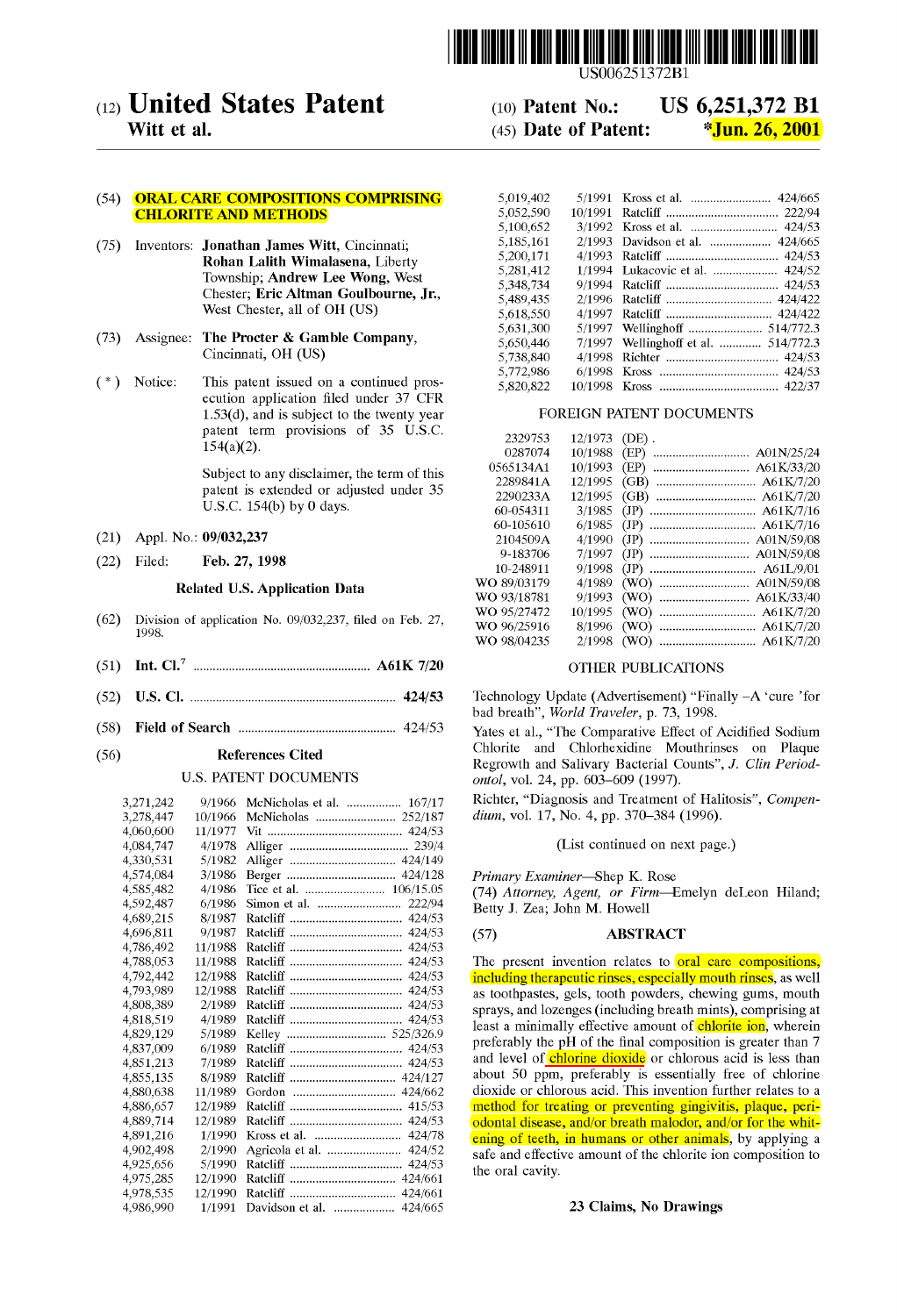US006251372B1

# (12) United States Patent
**Witt et al.**

(10) **Patent No.: US 6,251,372 B1**

(45) **Date of Patent: *Jun. 26, 2001**

(54) **ORAL CARE COMPOSITIONS COMPRISING CHLORITE AND METHODS**

(75) Inventors: **Jonathan James Witt**, Cincinnati; **Rohan Lalith Wimalasena**, Liberty Township; **Andrew Lee Wong**, West Chester; **Eric Altman Goulbourne, Jr.**, West Chester, all of OH (US)

(73) Assignee: **The Procter & Gamble Company**, Cincinnati, OH (US)

( * ) Notice: This patent issued on a continued prosecution application filed under 37 CFR 1.53(d), and is subject to the twenty year patent term provisions of 35 U.S.C. 154(a)(2).

Subject to any disclaimer, the term of this patent is extended or adjusted under 35 U.S.C. 154(b) by 0 days.

(21) Appl. No.: **09/032,237**

(22) Filed: **Feb. 27, 1998**

### Related U.S. Application Data

(62) Division of application No. 09/032,237, filed on Feb. 27, 1998.

(51) **Int. Cl.**[7] ..................................................... **A61K 7/20**

(52) **U.S. Cl.** ..................................................... **424/53**

(58) **Field of Search** ..................................................... 424/53

(56) **References Cited**

### U.S. PATENT DOCUMENTS

| | | | |
|---|---|---|---|
| 3,271,242 | 9/1966 | McNicholas et al. | 167/17 |
| 3,278,447 | 10/1966 | McNicholas | 252/187 |
| 4,060,600 | 11/1977 | Vit | 424/53 |
| 4,084,747 | 4/1978 | Alliger | 239/4 |
| 4,330,531 | 5/1982 | Alliger | 424/149 |
| 4,574,084 | 3/1986 | Berger | 424/128 |
| 4,585,482 | 4/1986 | Tice et al. | 106/15.05 |
| 4,592,487 | 6/1986 | Simon et al. | 222/94 |
| 4,689,215 | 8/1987 | Ratcliff | 424/53 |
| 4,696,811 | 9/1987 | Ratcliff | 424/53 |
| 4,786,492 | 11/1988 | Ratcliff | 424/53 |
| 4,788,053 | 11/1988 | Ratcliff | 424/53 |
| 4,792,442 | 12/1988 | Ratcliff | 424/53 |
| 4,793,989 | 12/1988 | Ratcliff | 424/53 |
| 4,808,389 | 2/1989 | Ratcliff | 424/53 |
| 4,818,519 | 4/1989 | Ratcliff | 424/53 |
| 4,829,129 | 5/1989 | Kelley | 525/326.9 |
| 4,837,009 | 6/1989 | Ratcliff | 424/53 |
| 4,851,213 | 7/1989 | Ratcliff | 424/53 |
| 4,855,135 | 8/1989 | Ratcliff | 424/127 |
| 4,880,638 | 11/1989 | Gordon | 424/662 |
| 4,886,657 | 12/1989 | Ratcliff | 415/53 |
| 4,889,714 | 12/1989 | Ratcliff | 424/53 |
| 4,891,216 | 1/1990 | Kross et al. | 424/78 |
| 4,902,498 | 2/1990 | Agricola et al. | 424/52 |
| 4,925,656 | 5/1990 | Ratcliff | 424/53 |
| 4,975,285 | 12/1990 | Ratcliff | 424/661 |
| 4,978,535 | 12/1990 | Ratcliff | 424/661 |
| 4,986,990 | 1/1991 | Davidson et al. | 424/665 |
| 5,019,402 | 5/1991 | Kross et al. | 424/665 |
| 5,052,590 | 10/1991 | Ratcliff | 222/94 |
| 5,100,652 | 3/1992 | Kross et al. | 424/53 |
| 5,185,161 | 2/1993 | Davidson et al. | 424/665 |
| 5,200,171 | 4/1993 | Ratcliff | 424/53 |
| 5,281,412 | 1/1994 | Lukacovic et al. | 424/52 |
| 5,348,734 | 9/1994 | Ratcliff | 424/53 |
| 5,489,435 | 2/1996 | Ratcliff | 424/422 |
| 5,618,550 | 4/1997 | Ratcliff | 424/422 |
| 5,631,300 | 5/1997 | Wellinghoff | 514/772.3 |
| 5,650,446 | 7/1997 | Wellinghoff et al. | 514/772.3 |
| 5,738,840 | 4/1998 | Richter | 424/53 |
| 5,772,986 | 6/1998 | Kross | 424/53 |
| 5,820,822 | 10/1998 | Kross | 422/37 |

### FOREIGN PATENT DOCUMENTS

| | | | |
|---|---|---|---|
| 2329753 | 12/1973 | (DE) . | |
| 0287074 | 10/1988 | (EP) | A01N/25/24 |
| 0565134A1 | 10/1993 | (EP) | A61K/33/20 |
| 2289841A | 12/1995 | (GB) | A61K/7/20 |
| 2290233A | 12/1995 | (GB) | A61K/7/20 |
| 60-054311 | 3/1985 | (JP) | A61K/7/16 |
| 60-105610 | 6/1985 | (JP) | A61K/7/16 |
| 2104509A | 4/1990 | (JP) | A01N/59/08 |
| 9-183706 | 7/1997 | (JP) | A01N/59/08 |
| 10-248911 | 9/1998 | (JP) | A61L/9/01 |
| WO 89/03179 | 4/1989 | (WO) | A01N/59/08 |
| WO 93/18781 | 9/1993 | (WO) | A61K/33/40 |
| WO 95/27472 | 10/1995 | (WO) | A61K/7/20 |
| WO 96/25916 | 8/1996 | (WO) | A61K/7/20 |
| WO 98/04235 | 2/1998 | (WO) | A61K/7/20 |

### OTHER PUBLICATIONS

Technology Update (Advertisement) "Finally –A 'cure 'for bad breath", *World Traveler*, p. 73, 1998.

Yates et al., "The Comparative Effect of Acidified Sodium Chlorite and Chlorhexidine Mouthrinses on Plaque Regrowth and Salivary Bacterial Counts", *J. Clin Periodontol*, vol. 24, pp. 603–609 (1997).

Richter, "Diagnosis and Treatment of Halitosis", *Compendium*, vol. 17, No. 4, pp. 370–384 (1996).

(List continued on next page.)

*Primary Examiner*—Shep K. Rose

(74) *Attorney, Agent, or Firm*—Emelyn deLeon Hiland; Betty J. Zea; John M. Howell

(57) **ABSTRACT**

The present invention relates to oral care compositions, including therapeutic rinses, especially mouth rinses, as well as toothpastes, gels, tooth powders, chewing gums, mouth sprays, and lozenges (including breath mints), comprising at least a minimally effective amount of chlorite ion, wherein preferably the pH of the final composition is greater than 7 and level of chlorine dioxide or chlorous acid is less than about 50 ppm, preferably is essentially free of chlorine dioxide or chlorous acid. This invention further relates to a method for treating or preventing gingivitis, plaque, periodontal disease, and/or breath malodor, and/or for the whitening of teeth, in humans or other animals, by applying a safe and effective amount of the chlorite ion composition to the oral cavity.

**23 Claims, No Drawings**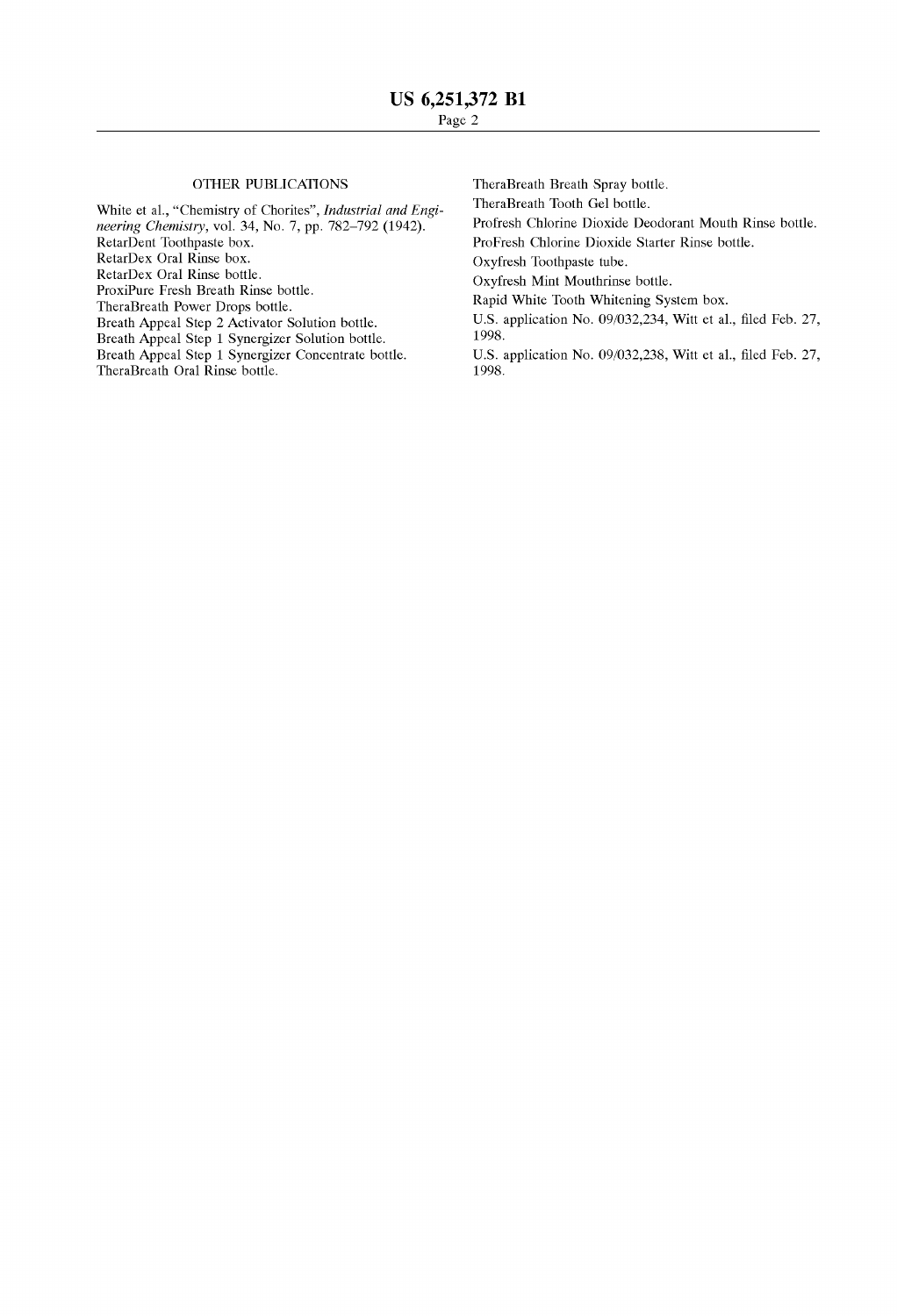## OTHER PUBLICATIONS

White et al., "Chemistry of Chorites", *Industrial and Engineering Chemistry*, vol. 34, No. 7, pp. 782–792 (1942).
RetarDent Toothpaste box.
RetarDex Oral Rinse box.
RetarDex Oral Rinse bottle.
ProxiPure Fresh Breath Rinse bottle.
TheraBreath Power Drops bottle.
Breath Appeal Step 2 Activator Solution bottle.
Breath Appeal Step 1 Synergizer Solution bottle.
Breath Appeal Step 1 Synergizer Concentrate bottle.
TheraBreath Oral Rinse bottle.
TheraBreath Breath Spray bottle.
TheraBreath Tooth Gel bottle.
Profresh Chlorine Dioxide Deodorant Mouth Rinse bottle.
ProFresh Chlorine Dioxide Starter Rinse bottle.
Oxyfresh Toothpaste tube.
Oxyfresh Mint Mouthrinse bottle.
Rapid White Tooth Whitening System box.
U.S. application No. 09/032,234, Witt et al., filed Feb. 27, 1998.
U.S. application No. 09/032,238, Witt et al., filed Feb. 27, 1998.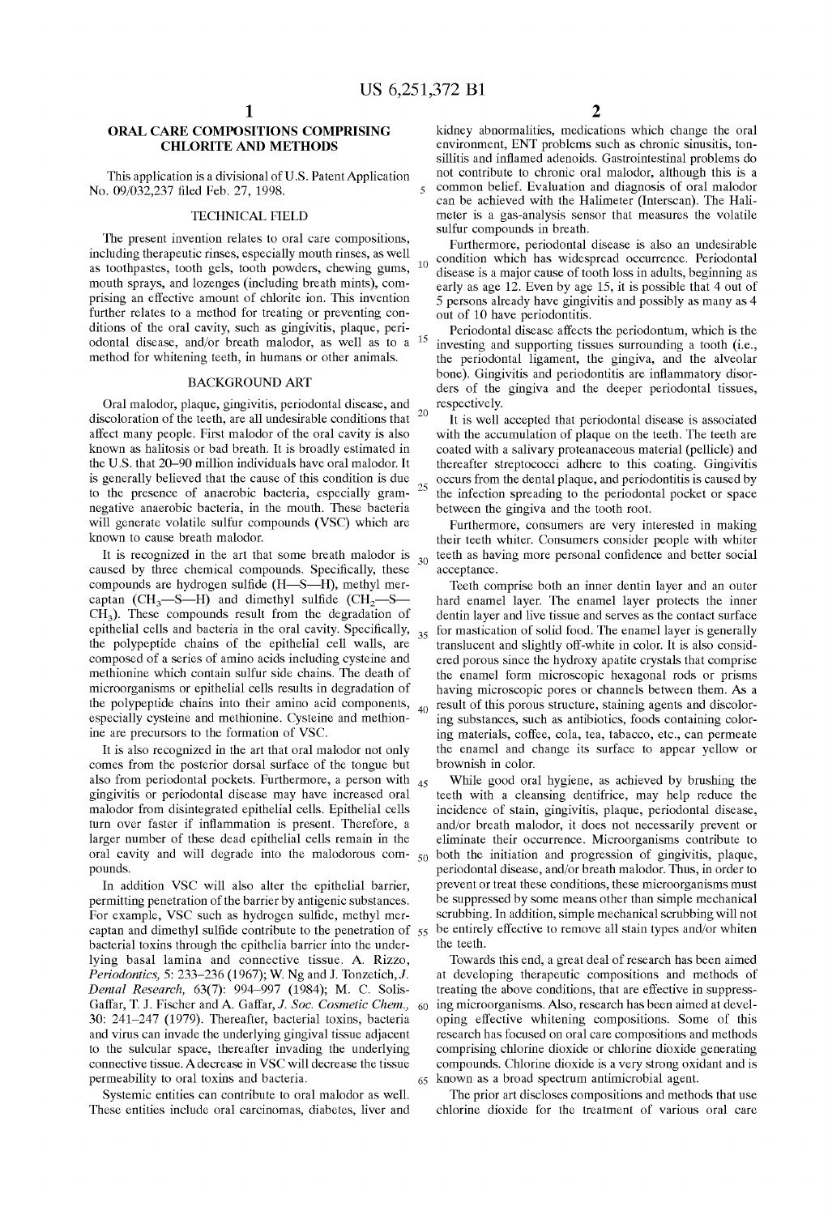# ORAL CARE COMPOSITIONS COMPRISING CHLORITE AND METHODS

This application is a divisional of U.S. Patent Application No. 09/032,237 filed Feb. 27, 1998.

## TECHNICAL FIELD

The present invention relates to oral care compositions, including therapeutic rinses, especially mouth rinses, as well as toothpastes, tooth gels, tooth powders, chewing gums, mouth sprays, and lozenges (including breath mints), comprising an effective amount of chlorite ion. This invention further relates to a method for treating or preventing conditions of the oral cavity, such as gingivitis, plaque, periodontal disease, and/or breath malodor, as well as to a method for whitening teeth, in humans or other animals.

## BACKGROUND ART

Oral malodor, plaque, gingivitis, periodontal disease, and discoloration of the teeth, are all undesirable conditions that affect many people. First malodor of the oral cavity is also known as halitosis or bad breath. It is broadly estimated in the U.S. that 20–90 million individuals have oral malodor. It is generally believed that the cause of this condition is due to the presence of anaerobic bacteria, especially gram-negative anaerobic bacteria, in the mouth. These bacteria will generate volatile sulfur compounds (VSC) which are known to cause breath malodor.

It is recognized in the art that some breath malodor is caused by three chemical compounds. Specifically, these compounds are hydrogen sulfide (H—S—H), methyl mercaptan ($CH_3$—S—H) and dimethyl sulfide ($CH_2$—S—$CH_3$). These compounds result from the degradation of epithelial cells and bacteria in the oral cavity. Specifically, the polypeptide chains of the epithelial cell walls, are composed of a series of amino acids including cysteine and methionine which contain sulfur side chains. The death of microorganisms or epithelial cells results in degradation of the polypeptide chains into their amino acid components, especially cysteine and methionine. Cysteine and methionine are precursors to the formation of VSC.

It is also recognized in the art that oral malodor not only comes from the posterior dorsal surface of the tongue but also from periodontal pockets. Furthermore, a person with gingivitis or periodontal disease may have increased oral malodor from disintegrated epithelial cells. Epithelial cells turn over faster if inflammation is present. Therefore, a larger number of these dead epithelial cells remain in the oral cavity and will degrade into the malodorous compounds.

In addition VSC will also alter the epithelial barrier, permitting penetration of the barrier by antigenic substances. For example, VSC such as hydrogen sulfide, methyl mercaptan and dimethyl sulfide contribute to the penetration of bacterial toxins through the epithelia barrier into the underlying basal lamina and connective tissue. A. Rizzo, *Periodontics,* 5: 233–236 (1967); W. Ng and J. Tonzetich, *J. Dental Research,* 63(7): 994–997 (1984); M. C. Solis-Gaffar, T. J. Fischer and A. Gaffar, *J. Soc. Cosmetic Chem.,* 30: 241–247 (1979). Thereafter, bacterial toxins, bacteria and virus can invade the underlying gingival tissue adjacent to the sulcular space, thereafter invading the underlying connective tissue. A decrease in VSC will decrease the tissue permeability to oral toxins and bacteria.

Systemic entities can contribute to oral malodor as well. These entities include oral carcinomas, diabetes, liver and kidney abnormalities, medications which change the oral environment, ENT problems such as chronic sinusitis, tonsillitis and inflamed adenoids. Gastrointestinal problems do not contribute to chronic oral malodor, although this is a common belief. Evaluation and diagnosis of oral malodor can be achieved with the Halimeter (Interscan). The Halimeter is a gas-analysis sensor that measures the volatile sulfur compounds in breath.

Furthermore, periodontal disease is also an undesirable condition which has widespread occurrence. Periodontal disease is a major cause of tooth loss in adults, beginning as early as age 12. Even by age 15, it is possible that 4 out of 5 persons already have gingivitis and possibly as many as 4 out of 10 have periodontitis.

Periodontal disease affects the periodontum, which is the investing and supporting tissues surrounding a tooth (i.e., the periodontal ligament, the gingiva, and the alveolar bone). Gingivitis and periodontitis are inflammatory disorders of the gingiva and the deeper periodontal tissues, respectively.

It is well accepted that periodontal disease is associated with the accumulation of plaque on the teeth. The teeth are coated with a salivary proteanaceous material (pellicle) and thereafter streptococci adhere to this coating. Gingivitis occurs from the dental plaque, and periodontitis is caused by the infection spreading to the periodontal pocket or space between the gingiva and the tooth root.

Furthermore, consumers are very interested in making their teeth whiter. Consumers consider people with whiter teeth as having more personal confidence and better social acceptance.

Teeth comprise both an inner dentin layer and an outer hard enamel layer. The enamel layer protects the inner dentin layer and live tissue and serves as the contact surface for mastication of solid food. The enamel layer is generally translucent and slightly off-white in color. It is also considered porous since the hydroxy apatite crystals that comprise the enamel form microscopic hexagonal rods or prisms having microscopic pores or channels between them. As a result of this porous structure, staining agents and discoloring substances, such as antibiotics, foods containing coloring materials, coffee, cola, tea, tabacco, etc., can permeate the enamel and change its surface to appear yellow or brownish in color.

While good oral hygiene, as achieved by brushing the teeth with a cleansing dentifrice, may help reduce the incidence of stain, gingivitis, plaque, periodontal disease, and/or breath malodor, it does not necessarily prevent or eliminate their occurrence. Microorganisms contribute to both the initiation and progression of gingivitis, plaque, periodontal disease, and/or breath malodor. Thus, in order to prevent or treat these conditions, these microorganisms must be suppressed by some means other than simple mechanical scrubbing. In addition, simple mechanical scrubbing will not be entirely effective to remove all stain types and/or whiten the teeth.

Towards this end, a great deal of research has been aimed at developing therapeutic compositions and methods of treating the above conditions, that are effective in suppressing microorganisms. Also, research has been aimed at developing effective whitening compositions. Some of this research has focused on oral care compositions and methods comprising chlorine dioxide or chlorine dioxide generating compounds. Chlorine dioxide is a very strong oxidant and is known as a broad spectrum antimicrobial agent.

The prior art discloses compositions and methods that use chlorine dioxide for the treatment of various oral care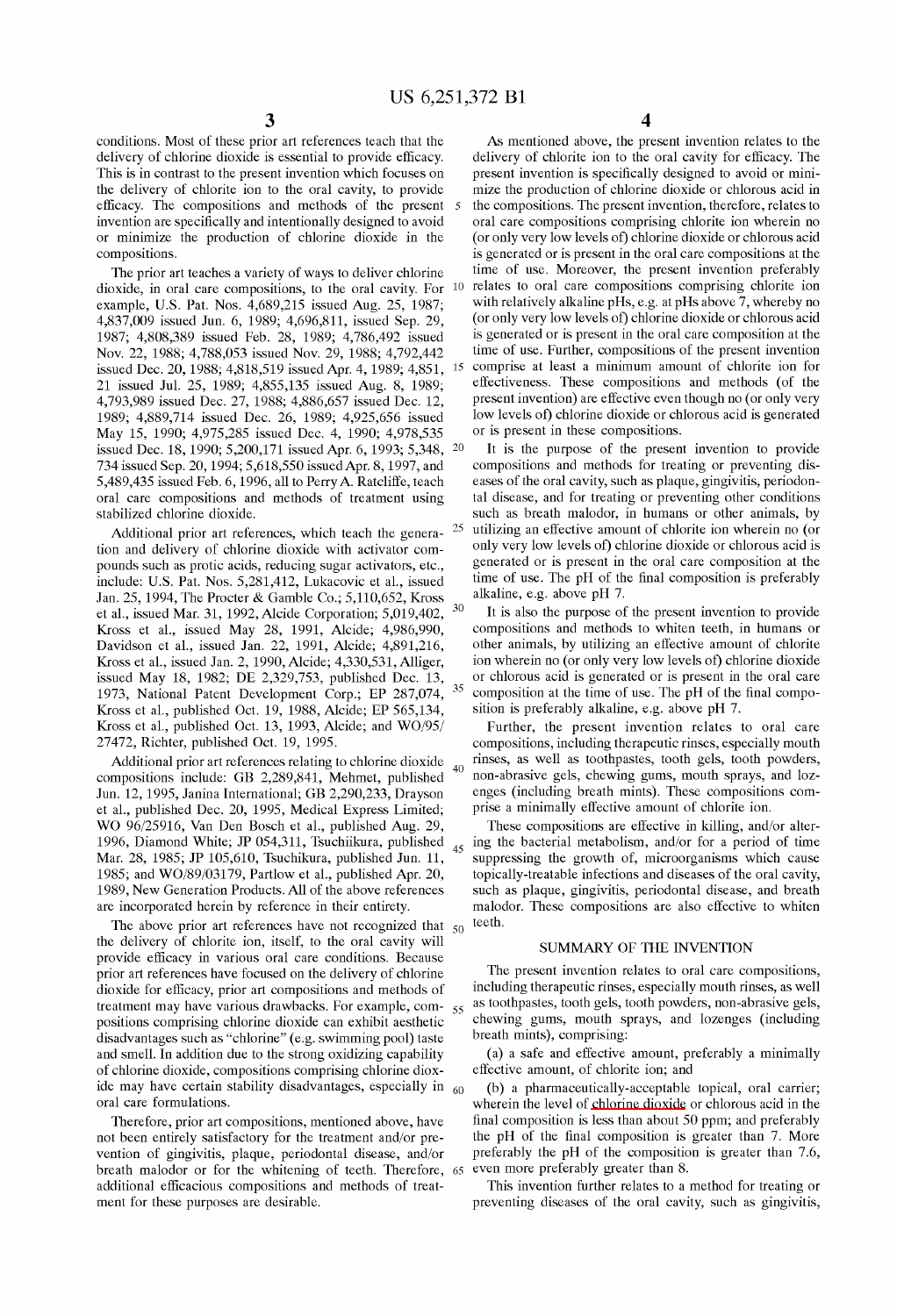conditions. Most of these prior art references teach that the delivery of chlorine dioxide is essential to provide efficacy. This is in contrast to the present invention which focuses on the delivery of chlorite ion to the oral cavity, to provide efficacy. The compositions and methods of the present invention are specifically and intentionally designed to avoid or minimize the production of chlorine dioxide in the compositions.

The prior art teaches a variety of ways to deliver chlorine dioxide, in oral care compositions, to the oral cavity. For example, U.S. Pat. Nos. 4,689,215 issued Aug. 25, 1987; 4,837,009 issued Jun. 6, 1989; 4,696,811, issued Sep. 29, 1987; 4,808,389 issued Feb. 28, 1989; 4,786,492 issued Nov. 22, 1988; 4,788,053 issued Nov. 29, 1988; 4,792,442 issued Dec. 20, 1988; 4,818,519 issued Apr. 4, 1989; 4,851,21 issued Jul. 25, 1989; 4,855,135 issued Aug. 8, 1989; 4,793,989 issued Dec. 27, 1988; 4,886,657 issued Dec. 12, 1989; 4,889,714 issued Dec. 26, 1989; 4,925,656 issued May 15, 1990; 4,975,285 issued Dec. 4, 1990; 4,978,535 issued Dec. 18, 1990; 5,200,171 issued Apr. 6, 1993; 5,348,734 issued Sep. 20, 1994; 5,618,550 issued Apr. 8, 1997, and 5,489,435 issued Feb. 6, 1996, all to Perry A. Ratcliffe, teach oral care compositions and methods of treatment using stabilized chlorine dioxide.

Additional prior art references, which teach the generation and delivery of chlorine dioxide with activator compounds such as protic acids, reducing sugar activators, etc., include: U.S. Pat. Nos. 5,281,412, Lukacovic et al., issued Jan. 25, 1994, The Procter & Gamble Co.; 5,110,652, Kross et al., issued Mar. 31, 1992, Alcide Corporation; 5,019,402, Kross et al., issued May 28, 1991, Alcide; 4,986,990, Davidson et al., issued Jan. 22, 1991, Alcide; 4,891,216, Kross et al., issued Jan. 2, 1990, Alcide; 4,330,531, Alliger, issued May 18, 1982; DE 2,329,753, published Dec. 13, 1973, National Patent Development Corp.; EP 287,074, Kross et al., published Oct. 19, 1988, Alcide; EP 565,134, Kross et al., published Oct. 13, 1993, Alcide; and WO/95/27472, Richter, published Oct. 19, 1995.

Additional prior art references relating to chlorine dioxide compositions include: GB 2,289,841, Mehmet, published Jun. 12, 1995, Janina International; GB 2,290,233, Drayson et al., published Dec. 20, 1995, Medical Express Limited; WO 96/25916, Van Den Bosch et al., published Aug. 29, 1996, Diamond White; JP 054,311, Tsuchiikura, published Mar. 28, 1985; JP 105,610, Tsuchikura, published Jun. 11, 1985; and WO/89/03179, Partlow et al., published Apr. 20, 1989, New Generation Products. All of the above references are incorporated herein by reference in their entirety.

The above prior art references have not recognized that the delivery of chlorite ion, itself, to the oral cavity will provide efficacy in various oral care conditions. Because prior art references have focused on the delivery of chlorine dioxide for efficacy, prior art compositions and methods of treatment may have various drawbacks. For example, compositions comprising chlorine dioxide can exhibit aesthetic disadvantages such as "chlorine" (e.g. swimming pool) taste and smell. In addition due to the strong oxidizing capability of chlorine dioxide, compositions comprising chlorine dioxide may have certain stability disadvantages, especially in oral care formulations.

Therefore, prior art compositions, mentioned above, have not been entirely satisfactory for the treatment and/or prevention of gingivitis, plaque, periodontal disease, and/or breath malodor or for the whitening of teeth. Therefore, additional efficacious compositions and methods of treatment for these purposes are desirable.

As mentioned above, the present invention relates to the delivery of chlorite ion to the oral cavity for efficacy. The present invention is specifically designed to avoid or minimize the production of chlorine dioxide or chlorous acid in the compositions. The present invention, therefore, relates to oral care compositions comprising chlorite ion wherein no (or only very low levels of) chlorine dioxide or chlorous acid is generated or is present in the oral care compositions at the time of use. Moreover, the present invention preferably relates to oral care compositions comprising chlorite ion with relatively alkaline pHs, e.g. at pHs above 7, whereby no (or only very low levels of) chlorine dioxide or chlorous acid is generated or is present in the oral care composition at the time of use. Further, compositions of the present invention comprise at least a minimum amount of chlorite ion for effectiveness. These compositions and methods (of the present invention) are effective even though no (or only very low levels of) chlorine dioxide or chlorous acid is generated or is present in these compositions.

It is the purpose of the present invention to provide compositions and methods for treating or preventing diseases of the oral cavity, such as plaque, gingivitis, periodontal disease, and for treating or preventing other conditions such as breath malodor, in humans or other animals, by utilizing an effective amount of chlorite ion wherein no (or only very low levels of) chlorine dioxide or chlorous acid is generated or is present in the oral care composition at the time of use. The pH of the final composition is preferably alkaline, e.g. above pH 7.

It is also the purpose of the present invention to provide compositions and methods to whiten teeth, in humans or other animals, by utilizing an effective amount of chlorite ion wherein no (or only very low levels of) chlorine dioxide or chlorous acid is generated or is present in the oral care composition at the time of use. The pH of the final composition is preferably alkaline, e.g. above pH 7.

Further, the present invention relates to oral care compositions, including therapeutic rinses, especially mouth rinses, as well as toothpastes, tooth gels, tooth powders, non-abrasive gels, chewing gums, mouth sprays, and lozenges (including breath mints). These compositions comprise a minimally effective amount of chlorite ion.

These compositions are effective in killing, and/or altering the bacterial metabolism, and/or for a period of time suppressing the growth of, microorganisms which cause topically-treatable infections and diseases of the oral cavity, such as plaque, gingivitis, periodontal disease, and breath malodor. These compositions are also effective to whiten teeth.

## SUMMARY OF THE INVENTION

The present invention relates to oral care compositions, including therapeutic rinses, especially mouth rinses, as well as toothpastes, tooth gels, tooth powders, non-abrasive gels, chewing gums, mouth sprays, and lozenges (including breath mints), comprising:

(a) a safe and effective amount, preferably a minimally effective amount, of chlorite ion; and

(b) a pharmaceutically-acceptable topical, oral carrier; wherein the level of chlorine dioxide or chlorous acid in the final composition is less than about 50 ppm; and preferably the pH of the final composition is greater than 7. More preferably the pH of the composition is greater than 7.6, even more preferably greater than 8.

This invention further relates to a method for treating or preventing diseases of the oral cavity, such as gingivitis,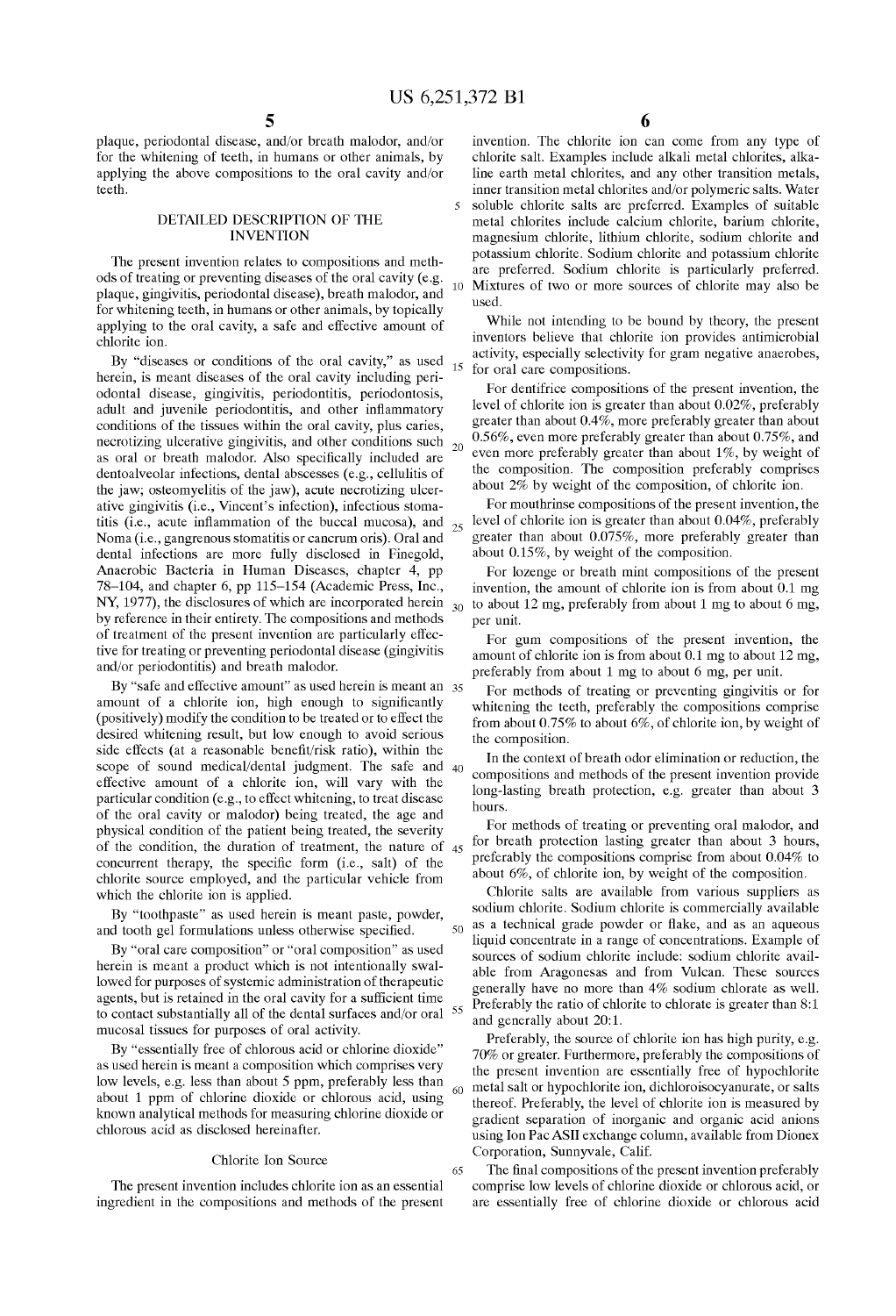plaque, periodontal disease, and/or breath malodor, and/or for the whitening of teeth, in humans or other animals, by applying the above compositions to the oral cavity and/or teeth.

## DETAILED DESCRIPTION OF THE INVENTION

The present invention relates to compositions and methods of treating or preventing diseases of the oral cavity (e.g. plaque, gingivitis, periodontal disease), breath malodor, and for whitening teeth, in humans or other animals, by topically applying to the oral cavity, a safe and effective amount of chlorite ion.

By "diseases or conditions of the oral cavity," as used herein, is meant diseases of the oral cavity including periodontal disease, gingivitis, periodontitis, periodontosis, adult and juvenile periodontitis, and other inflammatory conditions of the tissues within the oral cavity, plus caries, necrotizing ulcerative gingivitis, and other conditions such as oral or breath malodor. Also specifically included are dentoalveolar infections, dental abscesses (e.g., cellulitis of the jaw; osteomyelitis of the jaw), acute necrotizing ulcerative gingivitis (i.e., Vincent's infection), infectious stomatitis (i.e., acute inflammation of the buccal mucosa), and Noma (i.e., gangrenous stomatitis or cancrum oris). Oral and dental infections are more fully disclosed in Finegold, Anaerobic Bacteria in Human Diseases, chapter 4, pp 78–104, and chapter 6, pp 115–154 (Academic Press, Inc., NY, 1977), the disclosures of which are incorporated herein by reference in their entirety. The compositions and methods of treatment of the present invention are particularly effective for treating or preventing periodontal disease (gingivitis and/or periodontitis) and breath malodor.

By "safe and effective amount" as used herein is meant an amount of a chlorite ion, high enough to significantly (positively) modify the condition to be treated or to effect the desired whitening result, but low enough to avoid serious side effects (at a reasonable benefit/risk ratio), within the scope of sound medical/dental judgment. The safe and effective amount of a chlorite ion, will vary with the particular condition (e.g., to effect whitening, to treat disease of the oral cavity or malodor) being treated, the age and physical condition of the patient being treated, the severity of the condition, the duration of treatment, the nature of concurrent therapy, the specific form (i.e., salt) of the chlorite source employed, and the particular vehicle from which the chlorite ion is applied.

By "toothpaste" as used herein is meant paste, powder, and tooth gel formulations unless otherwise specified.

By "oral care composition" or "oral composition" as used herein is meant a product which is not intentionally swallowed for purposes of systemic administration of therapeutic agents, but is retained in the oral cavity for a sufficient time to contact substantially all of the dental surfaces and/or oral mucosal tissues for purposes of oral activity.

By "essentially free of chlorous acid or chlorine dioxide" as used herein is meant a composition which comprises very low levels, e.g. less than about 5 ppm, preferably less than about 1 ppm of chlorine dioxide or chlorous acid, using known analytical methods for measuring chlorine dioxide or chlorous acid as disclosed hereinafter.

### Chlorite Ion Source

The present invention includes chlorite ion as an essential ingredient in the compositions and methods of the present invention. The chlorite ion can come from any type of chlorite salt. Examples include alkali metal chlorites, alkaline earth metal chlorites, and any other transition metals, inner transition metal chlorites and/or polymeric salts. Water soluble chlorite salts are preferred. Examples of suitable metal chlorites include calcium chlorite, barium chlorite, magnesium chlorite, lithium chlorite, sodium chlorite and potassium chlorite. Sodium chlorite and potassium chlorite are preferred. Sodium chlorite is particularly preferred. Mixtures of two or more sources of chlorite may also be used.

While not intending to be bound by theory, the present inventors believe that chlorite ion provides antimicrobial activity, especially selectivity for gram negative anaerobes, for oral care compositions.

For dentifrice compositions of the present invention, the level of chlorite ion is greater than about 0.02%, preferably greater than about 0.4%, more preferably greater than about 0.56%, even more preferably greater than about 0.75%, and even more preferably greater than about 1%, by weight of the composition. The composition preferably comprises about 2% by weight of the composition, of chlorite ion.

For mouthrinse compositions of the present invention, the level of chlorite ion is greater than about 0.04%, preferably greater than about 0.075%, more preferably greater than about 0.15%, by weight of the composition.

For lozenge or breath mint compositions of the present invention, the amount of chlorite ion is from about 0.1 mg to about 12 mg, preferably from about 1 mg to about 6 mg, per unit.

For gum compositions of the present invention, the amount of chlorite ion is from about 0.1 mg to about 12 mg, preferably from about 1 mg to about 6 mg, per unit.

For methods of treating or preventing gingivitis or for whitening the teeth, preferably the compositions comprise from about 0.75% to about 6%, of chlorite ion, by weight of the composition.

In the context of breath odor elimination or reduction, the compositions and methods of the present invention provide long-lasting breath protection, e.g. greater than about 3 hours.

For methods of treating or preventing oral malodor, and for breath protection lasting greater than about 3 hours, preferably the compositions comprise from about 0.04% to about 6%, of chlorite ion, by weight of the composition.

Chlorite salts are available from various suppliers as sodium chlorite. Sodium chlorite is commercially available as a technical grade powder or flake, and as an aqueous liquid concentrate in a range of concentrations. Example of sources of sodium chlorite include: sodium chlorite available from Aragonesas and from Vulcan. These sources generally have no more than 4% sodium chlorate as well. Preferably the ratio of chlorite to chlorate is greater than 8:1 and generally about 20:1.

Preferably, the source of chlorite ion has high purity, e.g. 70% or greater. Furthermore, preferably the compositions of the present invention are essentially free of hypochlorite metal salt or hypochlorite ion, dichloroisocyanurate, or salts thereof. Preferably, the level of chlorite ion is measured by gradient separation of inorganic and organic acid anions using Ion Pac ASII exchange column, available from Dionex Corporation, Sunnyvale, Calif.

The final compositions of the present invention preferably comprise low levels of chlorine dioxide or chlorous acid, or are essentially free of chlorine dioxide or chlorous acid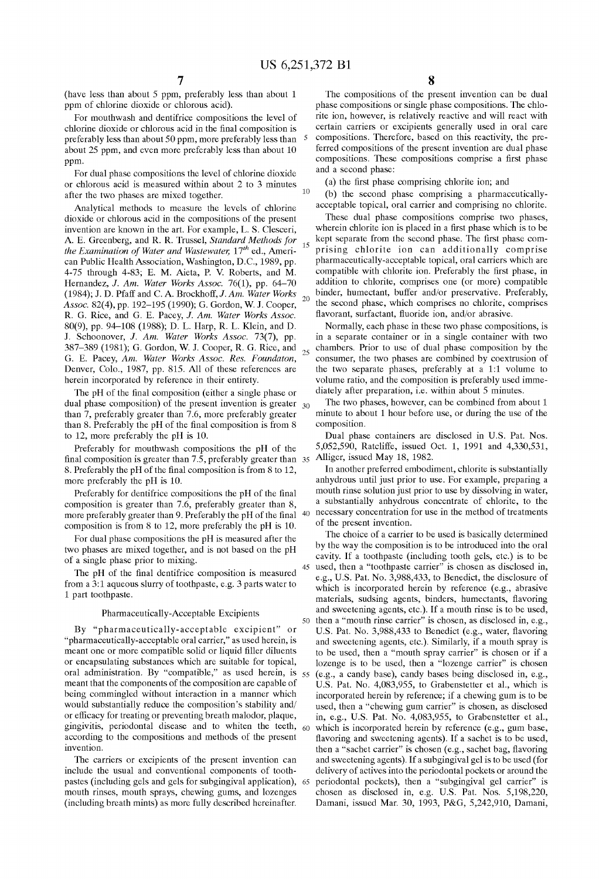(have less than about 5 ppm, preferably less than about 1 ppm of chlorine dioxide or chlorous acid).

For mouthwash and dentifrice compositions the level of chlorine dioxide or chlorous acid in the final composition is preferably less than about 50 ppm, more preferably less than about 25 ppm, and even more preferably less than about 10 ppm.

For dual phase compositions the level of chlorine dioxide or chlorous acid is measured within about 2 to 3 minutes after the two phases are mixed together.

Analytical methods to measure the levels of chlorine dioxide or chlorous acid in the compositions of the present invention are known in the art. For example, L. S. Clesceri, A. E. Greenberg, and R. R. Trussel, *Standard Methods for the Examination of Water and Wastewater,* 17[th] ed., American Public Health Association, Washington, D.C., 1989, pp. 4-75 through 4-83; E. M. Aieta, P. V. Roberts, and M. Hernandez, *J. Am. Water Works Assoc.* 76(1), pp. 64–70 (1984); J. D. Pfaff and C. A. Brockhoff, *J. Am. Water Works Assoc.* 82(4), pp. 192–195 (1990); G. Gordon, W. J. Cooper, R. G. Rice, and G. E. Pacey, *J. Am. Water Works Assoc.* 80(9), pp. 94–108 (1988); D. L. Harp, R. L. Klein, and D. J. Schoonover, *J. Am. Water Works Assoc.* 73(7), pp. 387–389 (1981); G. Gordon, W. J. Cooper, R. G. Rice, and G. E. Pacey, *Am. Water Works Assoc. Res. Foundaton,* Denver, Colo., 1987, pp. 815. All of these references are herein incorporated by reference in their entirety.

The pH of the final composition (either a single phase or dual phase composition) of the present invention is greater than 7, preferably greater than 7.6, more preferably greater than 8. Preferably the pH of the final composition is from 8 to 12, more preferably the pH is 10.

Preferably for mouthwash compositions the pH of the final composition is greater than 7.5, preferably greater than 8. Preferably the pH of the final composition is from 8 to 12, more preferably the pH is 10.

Preferably for dentifrice compositions the pH of the final composition is greater than 7.6, preferably greater than 8, more preferably greater than 9. Preferably the pH of the final composition is from 8 to 12, more preferably the pH is 10.

For dual phase compositions the pH is measured after the two phases are mixed together, and is not based on the pH of a single phase prior to mixing.

The pH of the final dentifrice composition is measured from a 3:1 aqueous slurry of toothpaste, e.g. 3 parts water to 1 part toothpaste.

## Pharmaceutically-Acceptable Excipients

By "pharmaceutically-acceptable excipient" or "pharmaceutically-acceptable oral carrier," as used herein, is meant one or more compatible solid or liquid filler diluents or encapsulating substances which are suitable for topical, oral administration. By "compatible," as used herein, is meant that the components of the composition are capable of being commingled without interaction in a manner which would substantially reduce the composition's stability and/or efficacy for treating or preventing breath malodor, plaque, gingivitis, periodontal disease and to whiten the teeth, according to the compositions and methods of the present invention.

The carriers or excipients of the present invention can include the usual and conventional components of toothpastes (including gels and gels for subgingival application), mouth rinses, mouth sprays, chewing gums, and lozenges (including breath mints) as more fully described hereinafter.

The compositions of the present invention can be dual phase compositions or single phase compositions. The chlorite ion, however, is relatively reactive and will react with certain carriers or excipients generally used in oral care compositions. Therefore, based on this reactivity, the preferred compositions of the present invention are dual phase compositions. These compositions comprise a first phase and a second phase:

(a) the first phase comprising chlorite ion; and

(b) the second phase comprising a pharmaceutically-acceptable topical, oral carrier and comprising no chlorite.

These dual phase compositions comprise two phases, wherein chlorite ion is placed in a first phase which is to be kept separate from the second phase. The first phase comprising chlorite ion can additionally comprise pharmaceutically-acceptable topical, oral carriers which are compatible with chlorite ion. Preferably the first phase, in addition to chlorite, comprises one (or more) compatible binder, humectant, buffer and/or preservative. Preferably, the second phase, which comprises no chlorite, comprises flavorant, surfactant, fluoride ion, and/or abrasive.

Normally, each phase in these two phase compositions, is in a separate container or in a single container with two chambers. Prior to use of dual phase composition by the consumer, the two phases are combined by coextrusion of the two separate phases, preferably at a 1:1 volume to volume ratio, and the composition is preferably used immediately after preparation, i.e. within about 5 minutes.

The two phases, however, can be combined from about 1 minute to about 1 hour before use, or during the use of the composition.

Dual phase containers are disclosed in U.S. Pat. Nos. 5,052,590, Ratcliffe, issued Oct. 1, 1991 and 4,330,531, Alliger, issued May 18, 1982.

In another preferred embodiment, chlorite is substantially anhydrous until just prior to use. For example, preparing a mouth rinse solution just prior to use by dissolving in water, a substantially anhydrous concentrate of chlorite, to the necessary concentration for use in the method of treatments of the present invention.

The choice of a carrier to be used is basically determined by the way the composition is to be introduced into the oral cavity. If a toothpaste (including tooth gels, etc.) is to be used, then a "toothpaste carrier" is chosen as disclosed in, e.g., U.S. Pat. No. 3,988,433, to Benedict, the disclosure of which is incorporated herein by reference (e.g., abrasive materials, sudsing agents, binders, humectants, flavoring and sweetening agents, etc.). If a mouth rinse is to be used, then a "mouth rinse carrier" is chosen, as disclosed in, e.g., U.S. Pat. No. 3,988,433 to Benedict (e.g., water, flavoring and sweetening agents, etc.). Similarly, if a mouth spray is to be used, then a "mouth spray carrier" is chosen or if a lozenge is to be used, then a "lozenge carrier" is chosen (e.g., a candy base), candy bases being disclosed in, e.g., U.S. Pat. No. 4,083,955, to Grabenstetter et al., which is incorporated herein by reference; if a chewing gum is to be used, then a "chewing gum carrier" is chosen, as disclosed in, e.g., U.S. Pat. No. 4,083,955, to Grabenstetter et al., which is incorporated herein by reference (e.g., gum base, flavoring and sweetening agents). If a sachet is to be used, then a "sachet carrier" is chosen (e.g., sachet bag, flavoring and sweetening agents). If a subgingival gel is to be used (for delivery of actives into the periodontal pockets or around the periodontal pockets), then a "subgingival gel carrier" is chosen as disclosed in, e.g. U.S. Pat. Nos. 5,198,220, Damani, issued Mar. 30, 1993, P&G, 5,242,910, Damani,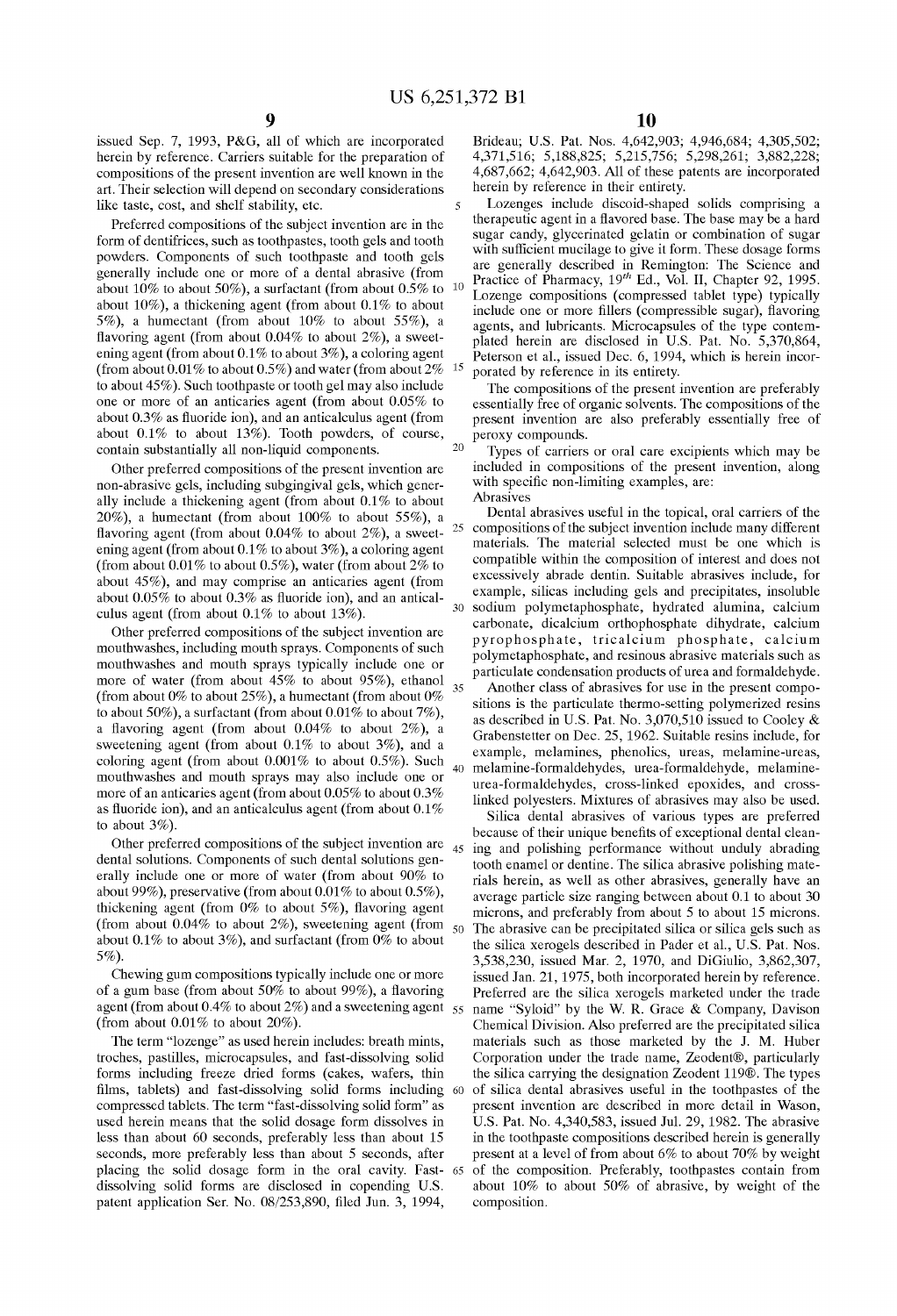issued Sep. 7, 1993, P&G, all of which are incorporated herein by reference. Carriers suitable for the preparation of compositions of the present invention are well known in the art. Their selection will depend on secondary considerations like taste, cost, and shelf stability, etc.

Preferred compositions of the subject invention are in the form of dentifrices, such as toothpastes, tooth gels and tooth powders. Components of such toothpaste and tooth gels generally include one or more of a dental abrasive (from about 10% to about 50%), a surfactant (from about 0.5% to about 10%), a thickening agent (from about 0.1% to about 5%), a humectant (from about 10% to about 55%), a flavoring agent (from about 0.04% to about 2%), a sweetening agent (from about 0.1% to about 3%), a coloring agent (from about 0.01% to about 0.5%) and water (from about 2% to about 45%). Such toothpaste or tooth gel may also include one or more of an anticaries agent (from about 0.05% to about 0.3% as fluoride ion), and an anticalculus agent (from about 0.1% to about 13%). Tooth powders, of course, contain substantially all non-liquid components.

Other preferred compositions of the present invention are non-abrasive gels, including subgingival gels, which generally include a thickening agent (from about 0.1% to about 20%), a humectant (from about 100% to about 55%), a flavoring agent (from about 0.04% to about 2%), a sweetening agent (from about 0.1% to about 3%), a coloring agent (from about 0.01% to about 0.5%), water (from about 2% to about 45%), and may comprise an anticaries agent (from about 0.05% to about 0.3% as fluoride ion), and an anticalculus agent (from about 0.1% to about 13%).

Other preferred compositions of the subject invention are mouthwashes, including mouth sprays. Components of such mouthwashes and mouth sprays typically include one or more of water (from about 45% to about 95%), ethanol (from about 0% to about 25%), a humectant (from about 0% to about 50%), a surfactant (from about 0.01% to about 7%), a flavoring agent (from about 0.04% to about 2%), a sweetening agent (from about 0.1% to about 3%), and a coloring agent (from about 0.001% to about 0.5%). Such mouthwashes and mouth sprays may also include one or more of an anticaries agent (from about 0.05% to about 0.3% as fluoride ion), and an anticalculus agent (from about 0.1% to about 3%).

Other preferred compositions of the subject invention are dental solutions. Components of such dental solutions generally include one or more of water (from about 90% to about 99%), preservative (from about 0.01% to about 0.5%), thickening agent (from 0% to about 5%), flavoring agent (from about 0.04% to about 2%), sweetening agent (from about 0.1% to about 3%), and surfactant (from 0% to about 5%).

Chewing gum compositions typically include one or more of a gum base (from about 50% to about 99%), a flavoring agent (from about 0.4% to about 2%) and a sweetening agent (from about 0.01% to about 20%).

The term "lozenge" as used herein includes: breath mints, troches, pastilles, microcapsules, and fast-dissolving solid forms including freeze dried forms (cakes, wafers, thin films, tablets) and fast-dissolving solid forms including compressed tablets. The term "fast-dissolving solid form" as used herein means that the solid dosage form dissolves in less than about 60 seconds, preferably less than about 15 seconds, more preferably less than about 5 seconds, after placing the solid dosage form in the oral cavity. Fast-dissolving solid forms are disclosed in copending U.S. patent application Ser. No. 08/253,890, filed Jun. 3, 1994, Brideau; U.S. Pat. Nos. 4,642,903; 4,946,684; 4,305,502; 4,371,516; 5,188,825; 5,215,756; 5,298,261; 3,882,228; 4,687,662; 4,642,903. All of these patents are incorporated herein by reference in their entirety.

Lozenges include discoid-shaped solids comprising a therapeutic agent in a flavored base. The base may be a hard sugar candy, glycerinated gelatin or combination of sugar with sufficient mucilage to give it form. These dosage forms are generally described in Remington: The Science and Practice of Pharmacy, 19th Ed., Vol. II, Chapter 92, 1995. Lozenge compositions (compressed tablet type) typically include one or more fillers (compressible sugar), flavoring agents, and lubricants. Microcapsules of the type contemplated herein are disclosed in U.S. Pat. No. 5,370,864, Peterson et al., issued Dec. 6, 1994, which is herein incorporated by reference in its entirety.

The compositions of the present invention are preferably essentially free of organic solvents. The compositions of the present invention are also preferably essentially free of peroxy compounds.

Types of carriers or oral care excipients which may be included in compositions of the present invention, along with specific non-limiting examples, are:

Abrasives

Dental abrasives useful in the topical, oral carriers of the compositions of the subject invention include many different materials. The material selected must be one which is compatible within the composition of interest and does not excessively abrade dentin. Suitable abrasives include, for example, silicas including gels and precipitates, insoluble sodium polymetaphosphate, hydrated alumina, calcium carbonate, dicalcium orthophosphate dihydrate, calcium pyrophosphate, tricalcium phosphate, calcium polymetaphosphate, and resinous abrasive materials such as particulate condensation products of urea and formaldehyde.

Another class of abrasives for use in the present compositions is the particulate thermo-setting polymerized resins as described in U.S. Pat. No. 3,070,510 issued to Cooley & Grabenstetter on Dec. 25, 1962. Suitable resins include, for example, melamines, phenolics, ureas, melamine-ureas, melamine-formaldehydes, urea-formaldehyde, melamine-urea-formaldehydes, cross-linked epoxides, and cross-linked polyesters. Mixtures of abrasives may also be used.

Silica dental abrasives of various types are preferred because of their unique benefits of exceptional dental cleaning and polishing performance without unduly abrading tooth enamel or dentine. The silica abrasive polishing materials herein, as well as other abrasives, generally have an average particle size ranging between about 0.1 to about 30 microns, and preferably from about 5 to about 15 microns. The abrasive can be precipitated silica or silica gels such as the silica xerogels described in Pader et al., U.S. Pat. Nos. 3,538,230, issued Mar. 2, 1970, and DiGiulio, 3,862,307, issued Jan. 21, 1975, both incorporated herein by reference. Preferred are the silica xerogels marketed under the trade name "Syloid" by the W. R. Grace & Company, Davison Chemical Division. Also preferred are the precipitated silica materials such as those marketed by the J. M. Huber Corporation under the trade name, Zeodent®, particularly the silica carrying the designation Zeodent 119®. The types of silica dental abrasives useful in the toothpastes of the present invention are described in more detail in Wason, U.S. Pat. No. 4,340,583, issued Jul. 29, 1982. The abrasive in the toothpaste compositions described herein is generally present at a level of from about 6% to about 70% by weight of the composition. Preferably, toothpastes contain from about 10% to about 50% of abrasive, by weight of the composition.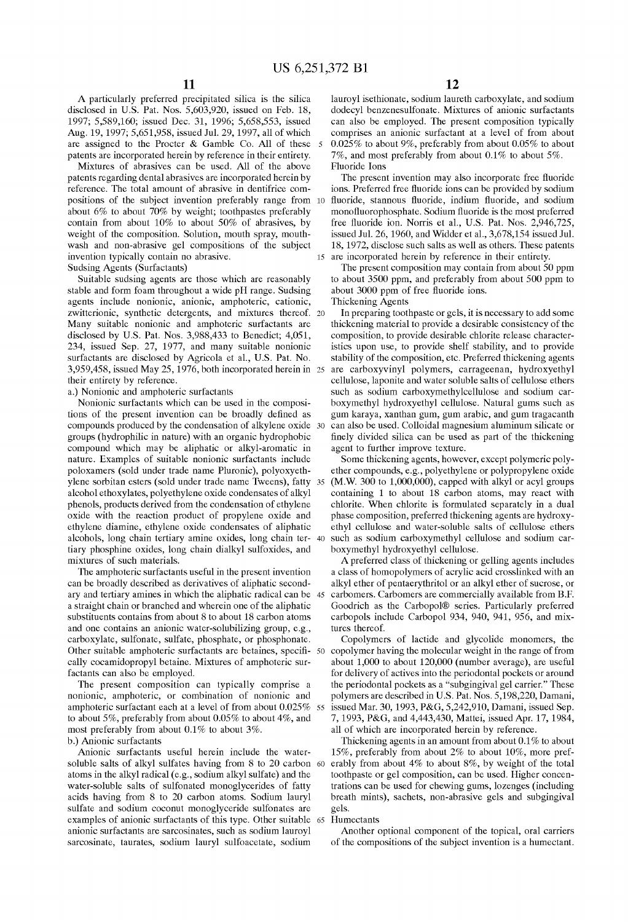A particularly preferred precipitated silica is the silica disclosed in U.S. Pat. Nos. 5,603,920, issued on Feb. 18, 1997; 5,589,160; issued Dec. 31, 1996; 5,658,553, issued Aug. 19, 1997; 5,651,958, issued Jul. 29, 1997, all of which are assigned to the Procter & Gamble Co. All of these patents are incorporated herein by reference in their entirety.

Mixtures of abrasives can be used. All of the above patents regarding dental abrasives are incorporated herein by reference. The total amount of abrasive in dentifrice compositions of the subject invention preferably range from about 6% to about 70% by weight; toothpastes preferably contain from about 10% to about 50% of abrasives, by weight of the composition. Solution, mouth spray, mouthwash and non-abrasive gel compositions of the subject invention typically contain no abrasive.

Sudsing Agents (Surfactants)

Suitable sudsing agents are those which are reasonably stable and form foam throughout a wide pH range. Sudsing agents include nonionic, anionic, amphoteric, cationic, zwitterionic, synthetic detergents, and mixtures thereof. Many suitable nonionic and amphoteric surfactants are disclosed by U.S. Pat. Nos. 3,988,433 to Benedict; 4,051,234, issued Sep. 27, 1977, and many suitable nonionic surfactants are disclosed by Agricola et al., U.S. Pat. No. 3,959,458, issued May 25, 1976, both incorporated herein in their entirety by reference.

a.) Nonionic and amphoteric surfactants

Nonionic surfactants which can be used in the compositions of the present invention can be broadly defined as compounds produced by the condensation of alkylene oxide groups (hydrophilic in nature) with an organic hydrophobic compound which may be aliphatic or alkyl-aromatic in nature. Examples of suitable nonionic surfactants include poloxamers (sold under trade name Pluronic), polyoxyethylene sorbitan esters (sold under trade name Tweens), fatty alcohol ethoxylates, polyethylene oxide condensates of alkyl phenols, products derived from the condensation of ethylene oxide with the reaction product of propylene oxide and ethylene diamine, ethylene oxide condensates of aliphatic alcohols, long chain tertiary amine oxides, long chain tertiary phosphine oxides, long chain dialkyl sulfoxides, and mixtures of such materials.

The amphoteric surfactants useful in the present invention can be broadly described as derivatives of aliphatic secondary and tertiary amines in which the aliphatic radical can be a straight chain or branched and wherein one of the aliphatic substituents contains from about 8 to about 18 carbon atoms and one contains an anionic water-solubilizing group, e.g., carboxylate, sulfonate, sulfate, phosphate, or phosphonate. Other suitable amphoteric surfactants are betaines, specifically cocamidopropyl betaine. Mixtures of amphoteric surfactants can also be employed.

The present composition can typically comprise a nonionic, amphoteric, or combination of nonionic and amphoteric surfactant each at a level of from about 0.025% to about 5%, preferably from about 0.05% to about 4%, and most preferably from about 0.1% to about 3%.

b.) Anionic surfactants

Anionic surfactants useful herein include the water-soluble salts of alkyl sulfates having from 8 to 20 carbon atoms in the alkyl radical (e.g., sodium alkyl sulfate) and the water-soluble salts of sulfonated monoglycerides of fatty acids having from 8 to 20 carbon atoms. Sodium lauryl sulfate and sodium coconut monoglyceride sulfonates are examples of anionic surfactants of this type. Other suitable anionic surfactants are sarcosinates, such as sodium lauroyl sarcosinate, taurates, sodium lauryl sulfoacetate, sodium lauroyl isethionate, sodium laureth carboxylate, and sodium dodecyl benzenesulfonate. Mixtures of anionic surfactants can also be employed. The present composition typically comprises an anionic surfactant at a level of from about 0.025% to about 9%, preferably from about 0.05% to about 7%, and most preferably from about 0.1% to about 5%.

Fluoride Ions

The present invention may also incorporate free fluoride ions. Preferred free fluoride ions can be provided by sodium fluoride, stannous fluoride, indium fluoride, and sodium monofluorophosphate. Sodium fluoride is the most preferred free fluoride ion. Norris et al., U.S. Pat. Nos. 2,946,725, issued Jul. 26, 1960, and Widder et al., 3,678,154 issued Jul. 18, 1972, disclose such salts as well as others. These patents are incorporated herein by reference in their entirety.

The present composition may contain from about 50 ppm to about 3500 ppm, and preferably from about 500 ppm to about 3000 ppm of free fluoride ions.

Thickening Agents

In preparing toothpaste or gels, it is necessary to add some thickening material to provide a desirable consistency of the composition, to provide desirable chlorite release characteristics upon use, to provide shelf stability, and to provide stability of the composition, etc. Preferred thickening agents are carboxyvinyl polymers, carrageenan, hydroxyethyl cellulose, laponite and water soluble salts of cellulose ethers such as sodium carboxymethylcellulose and sodium carboxymethyl hydroxyethyl cellulose. Natural gums such as gum karaya, xanthan gum, gum arabic, and gum tragacanth can also be used. Colloidal magnesium aluminum silicate or finely divided silica can be used as part of the thickening agent to further improve texture.

Some thickening agents, however, except polymeric polyether compounds, e.g., polyethylene or polypropylene oxide (M.W. 300 to 1,000,000), capped with alkyl or acyl groups containing 1 to about 18 carbon atoms, may react with chlorite. When chlorite is formulated separately in a dual phase composition, preferred thickening agents are hydroxyethyl cellulose and water-soluble salts of cellulose ethers such as sodium carboxymethyl cellulose and sodium carboxymethyl hydroxyethyl cellulose.

A preferred class of thickening or gelling agents includes a class of homopolymers of acrylic acid crosslinked with an alkyl ether of pentaerythritol or an alkyl ether of sucrose, or carbomers. Carbomers are commercially available from B.F. Goodrich as the Carbopol® series. Particularly preferred carbopols include Carbopol 934, 940, 941, 956, and mixtures thereof.

Copolymers of lactide and glycolide monomers, the copolymer having the molecular weight in the range of from about 1,000 to about 120,000 (number average), are useful for delivery of actives into the periodontal pockets or around the periodontal pockets as a "subgingival gel carrier." These polymers are described in U.S. Pat. Nos. 5,198,220, Damani, issued Mar. 30, 1993, P&G, 5,242,910, Damani, issued Sep. 7, 1993, P&G, and 4,443,430, Mattei, issued Apr. 17, 1984, all of which are incorporated herein by reference.

Thickening agents in an amount from about 0.1% to about 15%, preferably from about 2% to about 10%, more preferably from about 4% to about 8%, by weight of the total toothpaste or gel composition, can be used. Higher concentrations can be used for chewing gums, lozenges (including breath mints), sachets, non-abrasive gels and subgingival gels.

Humectants

Another optional component of the topical, oral carriers of the compositions of the subject invention is a humectant.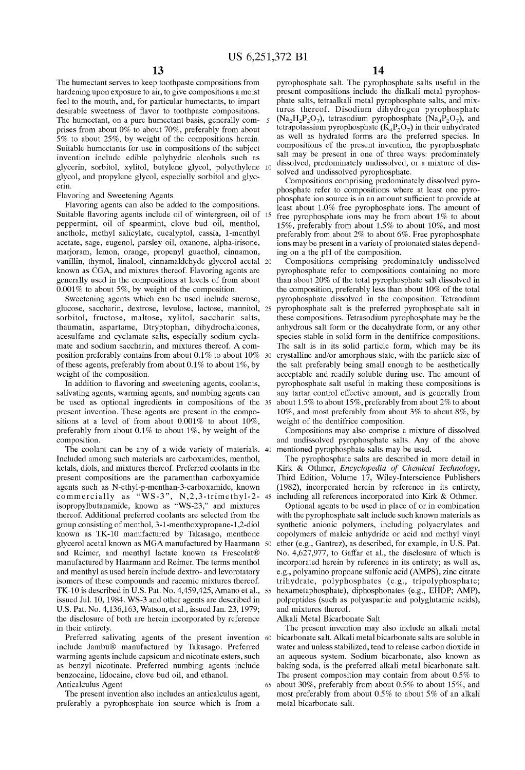The humectant serves to keep toothpaste compositions from hardening upon exposure to air, to give compositions a moist feel to the mouth, and, for particular humectants, to impart desirable sweetness of flavor to toothpaste compositions. The humectant, on a pure humectant basis, generally comprises from about 0% to about 70%, preferably from about 5% to about 25%, by weight of the compositions herein. Suitable humectants for use in compositions of the subject invention include edible polyhydric alcohols such as glycerin, sorbitol, xylitol, butylene glycol, polyethylene glycol, and propylene glycol, especially sorbitol and glycerin.

Flavoring and Sweetening Agents

Flavoring agents can also be added to the compositions. Suitable flavoring agents include oil of wintergreen, oil of peppermint, oil of spearmint, clove bud oil, menthol, anethole, methyl salicylate, eucalyptol, cassia, 1-menthyl acetate, sage, eugenol, parsley oil, oxanone, alpha-irisone, marjoram, lemon, orange, propenyl guaethol, cinnamon, vanillin, thymol, linalool, cinnamaldehyde glycerol acetal known as CGA, and mixtures thereof. Flavoring agents are generally used in the compositions at levels of from about 0.001% to about 5%, by weight of the composition.

Sweetening agents which can be used include sucrose, glucose, saccharin, dextrose, levulose, lactose, mannitol, sorbitol, fructose, maltose, xylitol, saccharin salts, thaumatin, aspartame, Dtryptophan, dihydrochalcones, acesulfame and cyclamate salts, especially sodium cyclamate and sodium saccharin, and mixtures thereof. A composition preferably contains from about 0.1% to about 10% of these agents, preferably from about 0.1% to about 1%, by weight of the composition.

In addition to flavoring and sweetening agents, coolants, salivating agents, warming agents, and numbing agents can be used as optional ingredients in compositions of the present invention. These agents are present in the compositions at a level of from about 0.001% to about 10%, preferably from about 0.1% to about 1%, by weight of the composition.

The coolant can be any of a wide variety of materials. Included among such materials are carboxamides, menthol, ketals, diols, and mixtures thereof. Preferred coolants in the present compositions are the paramenthan carboxyamide agents such as N-ethyl-p-menthan-3-carboxamide, known commercially as "WS-3", N,2,3-trimethyl-2-isopropylbutanamide, known as "WS-23," and mixtures thereof. Additional preferred coolants are selected from the group consisting of menthol, 3-1-menthoxypropane-1,2-diol known as TK-10 manufactured by Takasago, menthone glycerol acetal known as MGA manufactured by Haarmann and Reimer, and menthyl lactate known as Frescolat® manufactured by Haarmann and Reimer. The terms menthol and menthyl as used herein include dextro- and levorotatory isomers of these compounds and racemic mixtures thereof. TK-10 is described in U.S. Pat. No. 4,459,425, Amano et al., issued Jul. 10, 1984. WS-3 and other agents are described in U.S. Pat. No. 4,136,163, Watson, et al., issued Jan. 23, 1979; the disclosure of both are herein incorporated by reference in their entirety.

Preferred salivating agents of the present invention include Jambu® manufactured by Takasago. Preferred warming agents include capsicum and nicotinate esters, such as benzyl nicotinate. Preferred numbing agents include benzocaine, lidocaine, clove bud oil, and ethanol.

Anticalculus Agent

The present invention also includes an anticalculus agent, preferably a pyrophosphate ion source which is from a pyrophosphate salt. The pyrophosphate salts useful in the present compositions include the dialkali metal pyrophosphate salts, tetraalkali metal pyrophosphate salts, and mixtures thereof. Disodium dihydrogen pyrophosphate ($Na_2H_2P_2O_7$), tetrasodium pyrophosphate ($Na_4P_2O_7$), and tetrapotassium pyrophosphate ($K_4P_2O_7$) in their unhydrated as well as hydrated forms are the preferred species. In compositions of the present invention, the pyrophosphate salt may be present in one of three ways: predominately dissolved, predominately undissolved, or a mixture of dissolved and undissolved pyrophosphate.

Compositions comprising predominately dissolved pyrophosphate refer to compositions where at least one pyrophosphate ion source is in an amount sufficient to provide at least about 1.0% free pyrophosphate ions. The amount of free pyrophosphate ions may be from about 1% to about 15%, preferably from about 1.5% to about 10%, and most preferably from about 2% to about 6%. Free pyrophosphate ions may be present in a variety of protonated states depending on a the pH of the composition.

Compositions comprising predominately undissolved pyrophosphate refer to compositions containing no more than about 20% of the total pyrophosphate salt dissolved in the composition, preferably less than about 10% of the total pyrophosphate dissolved in the composition. Tetradium pyrophosphate salt is the preferred pyrophosphate salt in these compositions. Tetrasodium pyrophosphate may be the anhydrous salt form or the decahydrate form, or any other species stable in solid form in the dentifrice compositions. The salt is in its solid particle form, which may be its crystalline and/or amorphous state, with the particle size of the salt preferably being small enough to be aesthetically acceptable and readily soluble during use. The amount of pyrophosphate salt useful in making these compositions is any tartar control effective amount, and is generally from about 1.5% to about 15%, preferably from about 2% to about 10%, and most preferably from about 3% to about 8%, by weight of the dentifrice composition.

Compositions may also comprise a mixture of dissolved and undissolved pyrophosphate salts. Any of the above mentioned pyrophosphate salts may be used.

The pyrophosphate salts are described in more detail in Kirk & Othmer, *Encyclopedia of Chemical Technology*, Third Edition, Volume 17, Wiley-Interscience Publishers (1982), incorporated herein by reference in its entirety, including all references incorporated into Kirk & Othmer.

Optional agents to be used in place of or in combination with the pyrophosphate salt include such known materials as synthetic anionic polymers, including polyacrylates and copolymers of maleic anhydride or acid and methyl vinyl ether (e.g., Gantrez), as described, for example, in U.S. Pat. No. 4,627,977, to Gaffar et al., the disclosure of which is incorporated herein by reference in its entirety; as well as, e.g., polyamino propoane sulfonic acid (AMPS), zinc citrate trihydrate, polyphosphates (e.g., tripolyphosphate; hexametaphosphate), diphosphonates (e.g., EHDP; AMP), polpeptides (such as polyaspartic and polyglutamic acids), and mixtures thereof.

Alkali Metal Bicarbonate Salt

The present invention may also include an alkali metal bicarbonate salt. Alkali metal bicarbonate salts are soluble in water and unless stabilized, tend to release carbon dioxide in an aqueous system. Sodium bicarbonate, also known as baking soda, is the preferred alkali metal bicarbonate salt. The present composition may contain from about 0.5% to about 30%, preferably from about 0.5% to about 15%, and most preferably from about 0.5% to about 5% of an alkali metal bicarbonate salt.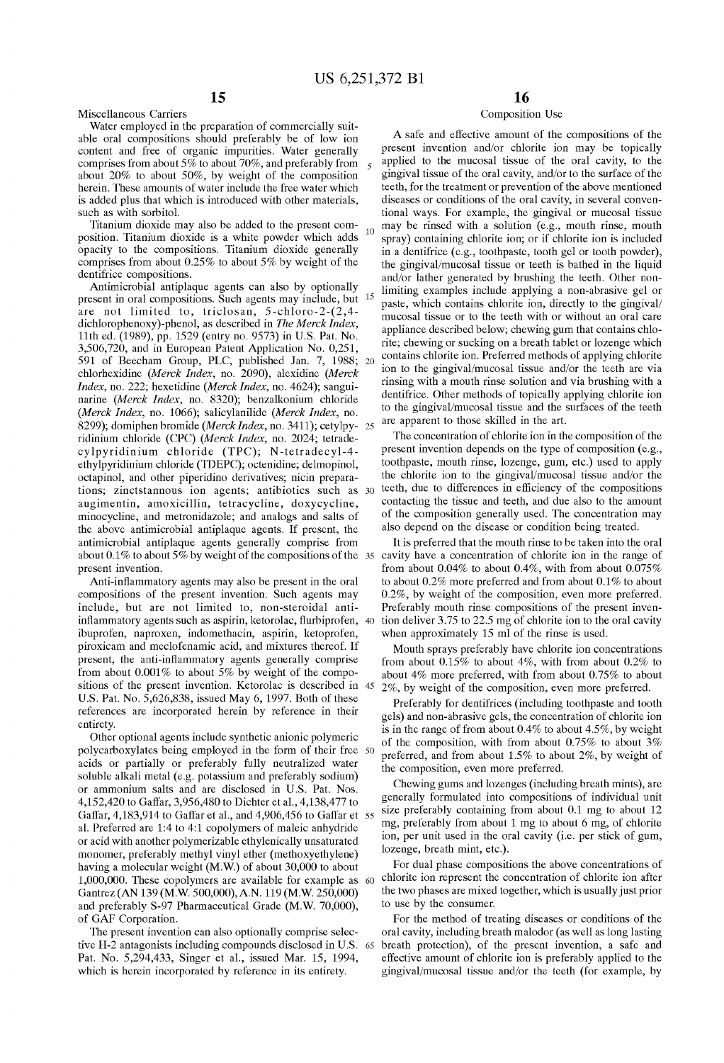### Miscellaneous Carriers

Water employed in the preparation of commercially suitable oral compositions should preferably be of low ion content and free of organic impurities. Water generally comprises from about 5% to about 70%, and preferably from about 20% to about 50%, by weight of the composition herein. These amounts of water include the free water which is added plus that which is introduced with other materials, such as with sorbitol.

Titanium dioxide may also be added to the present composition. Titanium dioxide is a white powder which adds opacity to the compositions. Titanium dioxide generally comprises from about 0.25% to about 5% by weight of the dentifrice compositions.

Antimicrobial antiplaque agents can also by optionally present in oral compositions. Such agents may include, but are not limited to, triclosan, 5-chloro-2-(2,4-dichlorophenoxy)-phenol, as described in *The Merck Index*, 11th ed. (1989), pp. 1529 (entry no. 9573) in U.S. Pat. No. 3,506,720, and in European Patent Application No. 0,251,591 of Beecham Group, PLC, published Jan. 7, 1988; chlorhexidine (*Merck Index*, no. 2090), alexidine (*Merck Index*, no. 222; hexetidine (*Merck Index*, no. 4624); sanguinarine (*Merck Index*, no. 8320); benzalkonium chloride (*Merck Index*, no. 1066); salicylanilide (*Merck Index*, no. 8299); domiphen bromide (*Merck Index*, no. 3411); cetylpyridinium chloride (CPC) (*Merck Index*, no. 2024; tetradecylpyridinium chloride (TPC); N-tetradecyl-4-ethylpyridinium chloride (TDEPC); octenidine; delmopinol, octapinol, and other piperidino derivatives; nicin preparations; zinctstannous ion agents; antibiotics such as augimentin, amoxicillin, tetracycline, doxycycline, minocycline, and metronidazole; and analogs and salts of the above antimicrobial antiplaque agents. If present, the antimicrobial antiplaque agents generally comprise from about 0.1% to about 5% by weight of the compositions of the present invention.

Anti-inflammatory agents may also be present in the oral compositions of the present invention. Such agents may include, but are not limited to, non-steroidal anti-inflammatory agents such as aspirin, ketorolac, flurbiprofen, ibuprofen, naproxen, indomethacin, aspirin, ketoprofen, piroxicam and meclofenamic acid, and mixtures thereof. If present, the anti-inflammatory agents generally comprise from about 0.001% to about 5% by weight of the compositions of the present invention. Ketorolac is described in U.S. Pat. No. 5,626,838, issued May 6, 1997. Both of these references are incorporated herein by reference in their entirety.

Other optional agents include synthetic anionic polymeric polycarboxylates being employed in the form of their free acids or partially or preferably fully neutralized water soluble alkali metal (e.g. potassium and preferably sodium) or ammonium salts and are disclosed in U.S. Pat. Nos. 4,152,420 to Gaffar, 3,956,480 to Dichter et al., 4,138,477 to Gaffar, 4,183,914 to Gaffar et al., and 4,906,456 to Gaffar et al. Preferred are 1:4 to 4:1 copolymers of maleic anhydride or acid with another polymerizable ethylenically unsaturated monomer, preferably methyl vinyl ether (methoxyethylene) having a molecular weight (M.W.) of about 30,000 to about 1,000,000. These copolymers are available for example as Gantrez (AN 139 (M.W. 500,000), A.N. 119 (M.W. 250,000) and preferably S-97 Pharmaceutical Grade (M.W. 70,000), of GAF Corporation.

The present invention can also optionally comprise selective H-2 antagonists including compounds disclosed in U.S. Pat. No. 5,294,433, Singer et al., issued Mar. 15, 1994, which is herein incorporated by reference in its entirety.

### Composition Use

A safe and effective amount of the compositions of the present invention and/or chlorite ion may be topically applied to the mucosal tissue of the oral cavity, to the gingival tissue of the oral cavity, and/or to the surface of the teeth, for the treatment or prevention of the above mentioned diseases or conditions of the oral cavity, in several conventional ways. For example, the gingival or mucosal tissue may be rinsed with a solution (e.g., mouth rinse, mouth spray) containing chlorite ion; or if chlorite ion is included in a dentifrice (e.g., toothpaste, tooth gel or tooth powder), the gingival/mucosal tissue or teeth is bathed in the liquid and/or lather generated by brushing the teeth. Other non-limiting examples include applying a non-abrasive gel or paste, which contains chlorite ion, directly to the gingival/mucosal tissue or to the teeth with or without an oral care appliance described below; chewing gum that contains chlorite; chewing or sucking on a breath tablet or lozenge which contains chlorite ion. Preferred methods of applying chlorite ion to the gingival/mucosal tissue and/or the teeth are via rinsing with a mouth rinse solution and via brushing with a dentifrice. Other methods of topically applying chlorite ion to the gingival/mucosal tissue and the surfaces of the teeth are apparent to those skilled in the art.

The concentration of chlorite ion in the composition of the present invention depends on the type of composition (e.g., toothpaste, mouth rinse, lozenge, gum, etc.) used to apply the chlorite ion to the gingival/mucosal tissue and/or the teeth, due to differences in efficiency of the compositions contacting the tissue and teeth, and due also to the amount of the composition generally used. The concentration may also depend on the disease or condition being treated.

It is preferred that the mouth rinse to be taken into the oral cavity have a concentration of chlorite ion in the range of from about 0.04% to about 0.4%, with from about 0.075% to about 0.2% more preferred and from about 0.1% to about 0.2%, by weight of the composition, even more preferred. Preferably mouth rinse compositions of the present invention deliver 3.75 to 22.5 mg of chlorite ion to the oral cavity when approximately 15 ml of the rinse is used.

Mouth sprays preferably have chlorite ion concentrations from about 0.15% to about 4%, with from about 0.2% to about 4% more preferred, with from about 0.75% to about 2%, by weight of the composition, even more preferred.

Preferably for dentifrices (including toothpaste and tooth gels) and non-abrasive gels, the concentration of chlorite ion is in the range of from about 0.4% to about 4.5%, by weight of the composition, with from about 0.75% to about 3% preferred, and from about 1.5% to about 2%, by weight of the composition, even more preferred.

Chewing gums and lozenges (including breath mints), are generally formulated into compositions of individual unit size preferably containing from about 0.1 mg to about 12 mg, preferably from about 1 mg to about 6 mg, of chlorite ion, per unit used in the oral cavity (i.e. per stick of gum, lozenge, breath mint, etc.).

For dual phase compositions the above concentrations of chlorite ion represent the concentration of chlorite ion after the two phases are mixed together, which is usually just prior to use by the consumer.

For the method of treating diseases or conditions of the oral cavity, including breath malodor (as well as long lasting breath protection), of the present invention, a safe and effective amount of chlorite ion is preferably applied to the gingival/mucosal tissue and/or the teeth (for example, by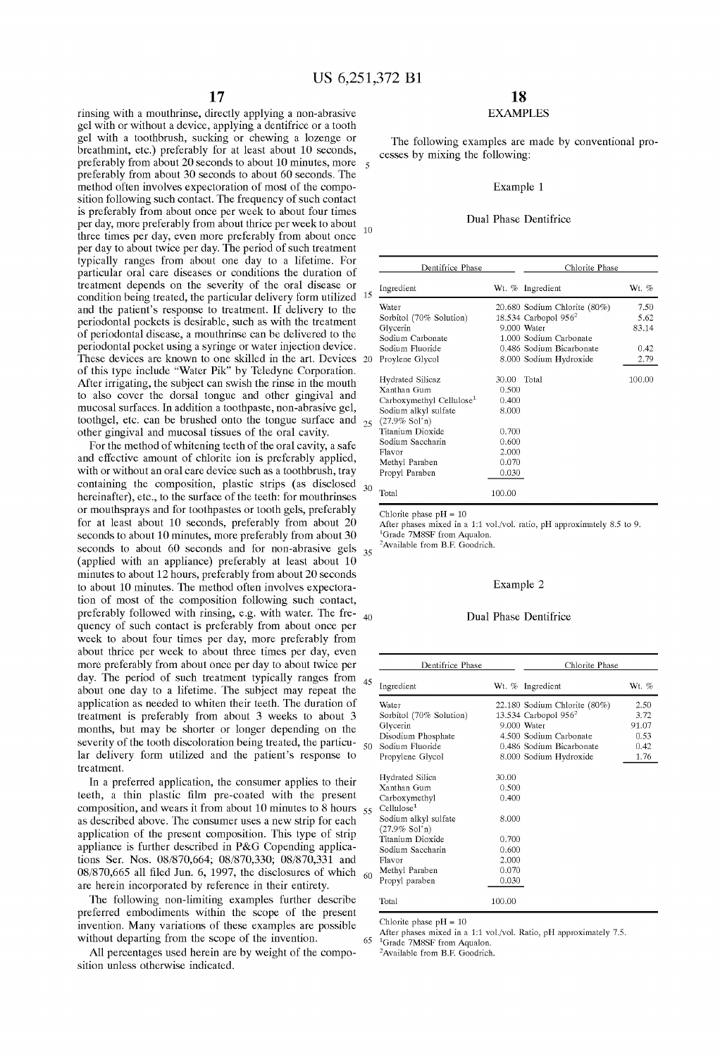rinsing with a mouthrinse, directly applying a non-abrasive gel with or without a device, applying a dentifrice or a tooth gel with a toothbrush, sucking or chewing a lozenge or breathmint, etc.) preferably for at least about 10 seconds, preferably from about 20 seconds to about 10 minutes, more preferably from about 30 seconds to about 60 seconds. The method often involves expectoration of most of the composition following such contact. The frequency of such contact is preferably from about once per week to about four times per day, more preferably from about thrice per week to about three times per day, even more preferably from about once per day to about twice per day. The period of such treatment typically ranges from about one day to a lifetime. For particular oral care diseases or conditions the duration of treatment depends on the severity of the oral disease or condition being treated, the particular delivery form utilized and the patient's response to treatment. If delivery to the periodontal pockets is desirable, such as with the treatment of periodontal disease, a mouthrinse can be delivered to the periodontal pocket using a syringe or water injection device. These devices are known to one skilled in the art. Devices of this type include "Water Pik" by Teledyne Corporation. After irrigating, the subject can swish the rinse in the mouth to also cover the dorsal tongue and other gingival and mucosal surfaces. In addition a toothpaste, non-abrasive gel, toothgel, etc. can be brushed onto the tongue surface and other gingival and mucosal tissues of the oral cavity.

For the method of whitening teeth of the oral cavity, a safe and effective amount of chlorite ion is preferably applied, with or without an oral care device such as a toothbrush, tray containing the composition, plastic strips (as disclosed hereinafter), etc., to the surface of the teeth: for mouthrinses or mouthsprays and for toothpastes or tooth gels, preferably for at least about 10 seconds, preferably from about 20 seconds to about 10 minutes, more preferably from about 30 seconds to about 60 seconds and for non-abrasive gels (applied with an appliance) preferably at least about 10 minutes to about 12 hours, preferably from about 20 seconds to about 10 minutes. The method often involves expectoration of most of the composition following such contact, preferably followed with rinsing, e.g. with water. The frequency of such contact is preferably from about once per week to about four times per day, more preferably from about thrice per week to about three times per day, even more preferably from about once per day to about twice per day. The period of such treatment typically ranges from about one day to a lifetime. The subject may repeat the application as needed to whiten their teeth. The duration of treatment is preferably from about 3 weeks to about 3 months, but may be shorter or longer depending on the severity of the tooth discoloration being treated, the particular delivery form utilized and the patient's response to treatment.

In a preferred application, the consumer applies to their teeth, a thin plastic film pre-coated with the present composition, and wears it from about 10 minutes to 8 hours as described above. The consumer uses a new strip for each application of the present composition. This type of strip appliance is further described in P&G Copending applications Ser. Nos. 08/870,664; 08/870,330; 08/870,331 and 08/870,665 all filed Jun. 6, 1997, the disclosures of which are herein incorporated by reference in their entirety.

The following non-limiting examples further describe preferred embodiments within the scope of the present invention. Many variations of these examples are possible without departing from the scope of the invention.

All percentages used herein are by weight of the composition unless otherwise indicated.

## EXAMPLES

The following examples are made by conventional processes by mixing the following:

### Example 1

#### Dual Phase Dentifrice

| Dentifrice Phase | | Chlorite Phase | |
|---|---|---|---|
| Ingredient | Wt. % | Ingredient | Wt. % |
| Water | 20.680 | Sodium Chlorite (80%) | 7.50 |
| Sorbitol (70% Solution) | 18.534 | Carbopol 956[2] | 5.62 |
| Glycerin | 9.000 | Water | 83.14 |
| Sodium Carbonate | 1.000 | Sodium Carbonate | |
| Sodium Fluoride | 0.486 | Sodium Bicarbonate | 0.42 |
| Proylene Glycol | 8.000 | Sodium Hydroxide | 2.79 |
| Hydrated Silicaz | 30.00 | Total | 100.00 |
| Xanthan Gum | 0.500 | | |
| Carboxymethyl Cellulose[1] | 0.400 | | |
| Sodium alkyl sulfate (27.9% Sol'n) | 8.000 | | |
| Titanium Dioxide | 0.700 | | |
| Sodium Saccharin | 0.600 | | |
| Flavor | 2.000 | | |
| Methyl Paraben | 0.070 | | |
| Propyl Paraben | 0.030 | | |
| Total | 100.00 | | |

Chlorite phase pH = 10

After phases mixed in a 1:1 vol./vol. ratio, pH approximately 8.5 to 9.

[1]Grade 7M8SF from Aqualon.

[2]Available from B.F. Goodrich.

### Example 2

#### Dual Phase Dentifrice

| Dentifrice Phase | | Chlorite Phase | |
|---|---|---|---|
| Ingredient | Wt. % | Ingredient | Wt. % |
| Water | 22.180 | Sodium Chlorite (80%) | 2.50 |
| Sorbitol (70% Solution) | 13.534 | Carbopol 956[2] | 3.72 |
| Glycerin | 9.000 | Water | 91.07 |
| Disodium Phosphate | 4.500 | Sodium Carbonate | 0.53 |
| Sodium Fluoride | 0.486 | Sodium Bicarbonate | 0.42 |
| Propylene Glycol | 8.000 | Sodium Hydroxide | 1.76 |
| Hydrated Silica | 30.00 | | |
| Xanthan Gum | 0.500 | | |
| Carboxymethyl Cellulose[1] | 0.400 | | |
| Sodium alkyl sulfate (27.9% Sol'n) | 8.000 | | |
| Titanium Dioxide | 0.700 | | |
| Sodium Saccharin | 0.600 | | |
| Flavor | 2.000 | | |
| Methyl Paraben | 0.070 | | |
| Propyl paraben | 0.030 | | |
| Total | 100.00 | | |

Chlorite phase pH = 10

After phases mixed in a 1:1 vol./vol. Ratio, pH approximately 7.5.

[1]Grade 7M8SF from Aqualon.

[2]Available from B.F. Goodrich.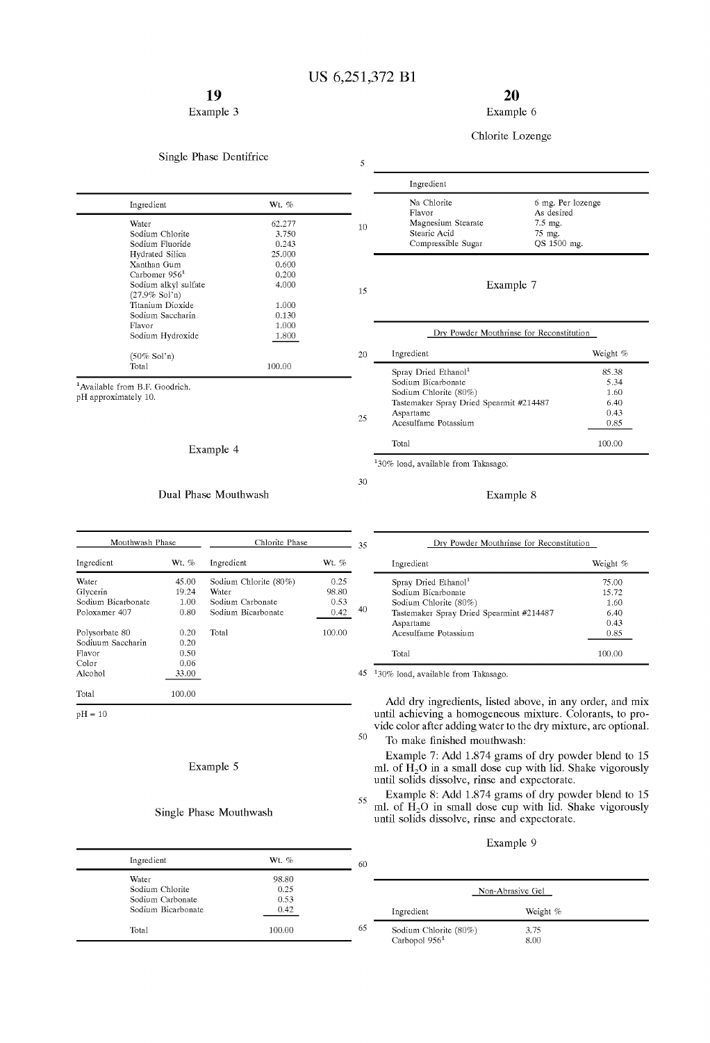### Example 3

#### Single Phase Dentifrice

| Ingredient | Wt. % |
|---|---|
| Water | 62.277 |
| Sodium Chlorite | 3.750 |
| Sodium Fluoride | 0.243 |
| Hydrated Silica | 25.000 |
| Xanthan Gum | 0.600 |
| Carbomer 956[1] | 0.200 |
| Sodium alkyl sulfate (27.9% Sol'n) | 4.000 |
| Titanium Dioxide | 1.000 |
| Sodium Saccharin | 0.130 |
| Flavor | 1.000 |
| Sodium Hydroxide (50% Sol'n) | 1.800 |
| Total | 100.00 |

[1]Available from B.F. Goodrich.
pH approximately 10.

### Example 4

#### Dual Phase Mouthwash

| Mouthwash Phase | | Chlorite Phase | |
|---|---|---|---|
| Ingredient | Wt. % | Ingredient | Wt. % |
| Water | 45.00 | Sodium Chlorite (80%) | 0.25 |
| Glycerin | 19.24 | Water | 98.80 |
| Sodium Bicarbonate | 1.00 | Sodium Carbonate | 0.53 |
| Poloxamer 407 | 0.80 | Sodium Bicarbonate | 0.42 |
| Polysorbate 80 | 0.20 | Total | 100.00 |
| Sodiuum Saccharin | 0.20 | | |
| Flavor | 0.50 | | |
| Color | 0.06 | | |
| Alcohol | 33.00 | | |
| Total | 100.00 | | |

pH = 10

### Example 5

#### Single Phase Mouthwash

| Ingredient | Wt. % |
|---|---|
| Water | 98.80 |
| Sodium Chlorite | 0.25 |
| Sodium Carbonate | 0.53 |
| Sodium Bicarbonate | 0.42 |
| Total | 100.00 |

### Example 6

#### Chlorite Lozenge

| Ingredient | |
|---|---|
| Na Chlorite | 6 mg. Per lozenge |
| Flavor | As desired |
| Magnesium Stearate | 7.5 mg. |
| Stearic Acid | 75 mg. |
| Compressible Sugar | QS 1500 mg. |

### Example 7

| Dry Powder Mouthrinse for Reconstitution | |
|---|---|
| Ingredient | Weight % |
| Spray Dried Ethanol[1] | 85.38 |
| Sodium Bicarbonate | 5.34 |
| Sodium Chlorite (80%) | 1.60 |
| Tastemaker Spray Dried Spearmit #214487 | 6.40 |
| Aspartame | 0.43 |
| Acesulfame Potassium | 0.85 |
| Total | 100.00 |

[1]30% load, available from Takasago.

### Example 8

| Dry Powder Mouthrinse for Reconstitution | |
|---|---|
| Ingredient | Weight % |
| Spray Dried Ethanol[1] | 75.00 |
| Sodium Bicarbonate | 15.72 |
| Sodium Chlorite (80%) | 1.60 |
| Tastemaker Spray Dried Spearmint #214487 | 6.40 |
| Aspartame | 0.43 |
| Acesulfame Potassium | 0.85 |
| Total | 100.00 |

[1]30% load, available from Takasago.

Add dry ingredients, listed above, in any order, and mix until achieving a homogeneous mixture. Colorants, to provide color after adding water to the dry mixture, are optional.

To make finished mouthwash:

Example 7: Add 1.874 grams of dry powder blend to 15 ml. of $H_2O$ in a small dose cup with lid. Shake vigorously until solids dissolve, rinse and expectorate.

Example 8: Add 1.874 grams of dry powder blend to 15 ml. of $H_2O$ in small dose cup with lid. Shake vigorously until solids dissolve, rinse and expectorate.

### Example 9

| Non-Abrasive Gel | |
|---|---|
| Ingredient | Weight % |
| Sodium Chlorite (80%) | 3.75 |
| Carbopol 956[1] | 8.00 |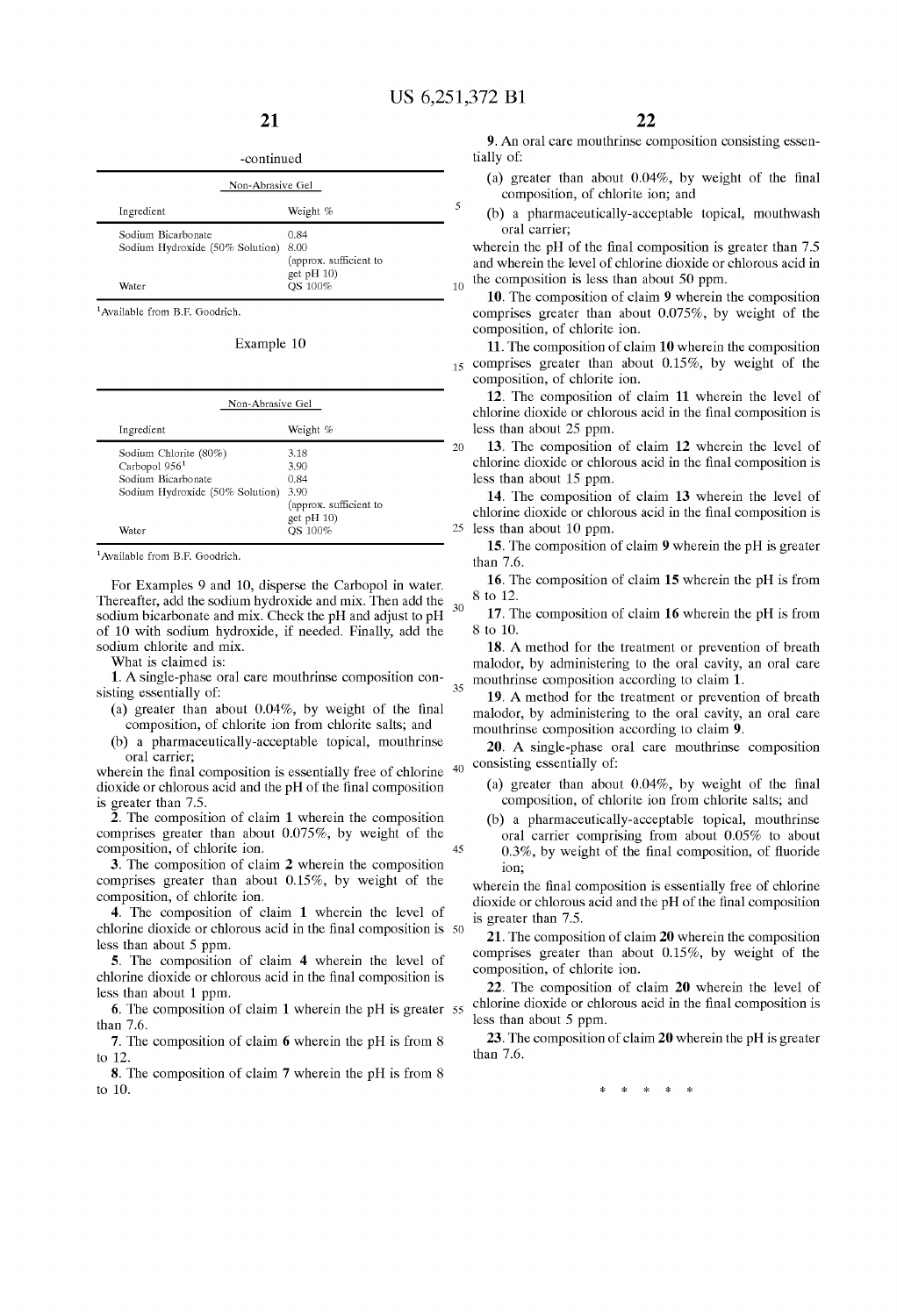-continued

| Non-Abrasive Gel | |
|---|---|
| Ingredient | Weight % |
| Sodium Bicarbonate | 0.84 |
| Sodium Hydroxide (50% Solution) | 8.00 (approx. sufficient to get pH 10) |
| Water | QS 100% |

[1]Available from B.F. Goodrich.

Example 10

| Non-Abrasive Gel | |
|---|---|
| Ingredient | Weight % |
| Sodium Chlorite (80%) | 3.18 |
| Carbopol 956[1] | 3.90 |
| Sodium Bicarbonate | 0.84 |
| Sodium Hydroxide (50% Solution) | 3.90 (approx. sufficient to get pH 10) |
| Water | QS 100% |

[1]Available from B.F. Goodrich.

For Examples 9 and 10, disperse the Carbopol in water. Thereafter, add the sodium hydroxide and mix. Then add the sodium bicarbonate and mix. Check the pH and adjust to pH of 10 with sodium hydroxide, if needed. Finally, add the sodium chlorite and mix.

What is claimed is:

**1**. A single-phase oral care mouthrinse composition consisting essentially of:

(a) greater than about 0.04%, by weight of the final composition, of chlorite ion from chlorite salts; and

(b) a pharmaceutically-acceptable topical, mouthrinse oral carrier;

wherein the final composition is essentially free of chlorine dioxide or chlorous acid and the pH of the final composition is greater than 7.5.

**2**. The composition of claim **1** wherein the composition comprises greater than about 0.075%, by weight of the composition, of chlorite ion.

**3**. The composition of claim **2** wherein the composition comprises greater than about 0.15%, by weight of the composition, of chlorite ion.

**4**. The composition of claim **1** wherein the level of chlorine dioxide or chlorous acid in the final composition is less than about 5 ppm.

**5**. The composition of claim **4** wherein the level of chlorine dioxide or chlorous acid in the final composition is less than about 1 ppm.

**6**. The composition of claim **1** wherein the pH is greater than 7.6.

**7**. The composition of claim **6** wherein the pH is from 8 to 12.

**8**. The composition of claim **7** wherein the pH is from 8 to 10.

**9**. An oral care mouthrinse composition consisting essentially of:

(a) greater than about 0.04%, by weight of the final composition, of chlorite ion; and

(b) a pharmaceutically-acceptable topical, mouthwash oral carrier;

wherein the pH of the final composition is greater than 7.5 and wherein the level of chlorine dioxide or chlorous acid in the composition is less than about 50 ppm.

**10**. The composition of claim **9** wherein the composition comprises greater than about 0.075%, by weight of the composition, of chlorite ion.

**11**. The composition of claim **10** wherein the composition comprises greater than about 0.15%, by weight of the composition, of chlorite ion.

**12**. The composition of claim **11** wherein the level of chlorine dioxide or chlorous acid in the final composition is less than about 25 ppm.

**13**. The composition of claim **12** wherein the level of chlorine dioxide or chlorous acid in the final composition is less than about 15 ppm.

**14**. The composition of claim **13** wherein the level of chlorine dioxide or chlorous acid in the final composition is less than about 10 ppm.

**15**. The composition of claim **9** wherein the pH is greater than 7.6.

**16**. The composition of claim **15** wherein the pH is from 8 to 12.

**17**. The composition of claim **16** wherein the pH is from 8 to 10.

**18**. A method for the treatment or prevention of breath malodor, by administering to the oral cavity, an oral care mouthrinse composition according to claim **1**.

**19**. A method for the treatment or prevention of breath malodor, by administering to the oral cavity, an oral care mouthrinse composition according to claim **9**.

**20**. A single-phase oral care mouthrinse composition consisting essentially of:

(a) greater than about 0.04%, by weight of the final composition, of chlorite ion from chlorite salts; and

(b) a pharmaceutically-acceptable topical, mouthrinse oral carrier comprising from about 0.05% to about 0.3%, by weight of the final composition, of fluoride ion;

wherein the final composition is essentially free of chlorine dioxide or chlorous acid and the pH of the final composition is greater than 7.5.

**21**. The composition of claim **20** wherein the composition comprises greater than about 0.15%, by weight of the composition, of chlorite ion.

**22**. The composition of claim **20** wherein the level of chlorine dioxide or chlorous acid in the final composition is less than about 5 ppm.

**23**. The composition of claim **20** wherein the pH is greater than 7.6.

* * * * *